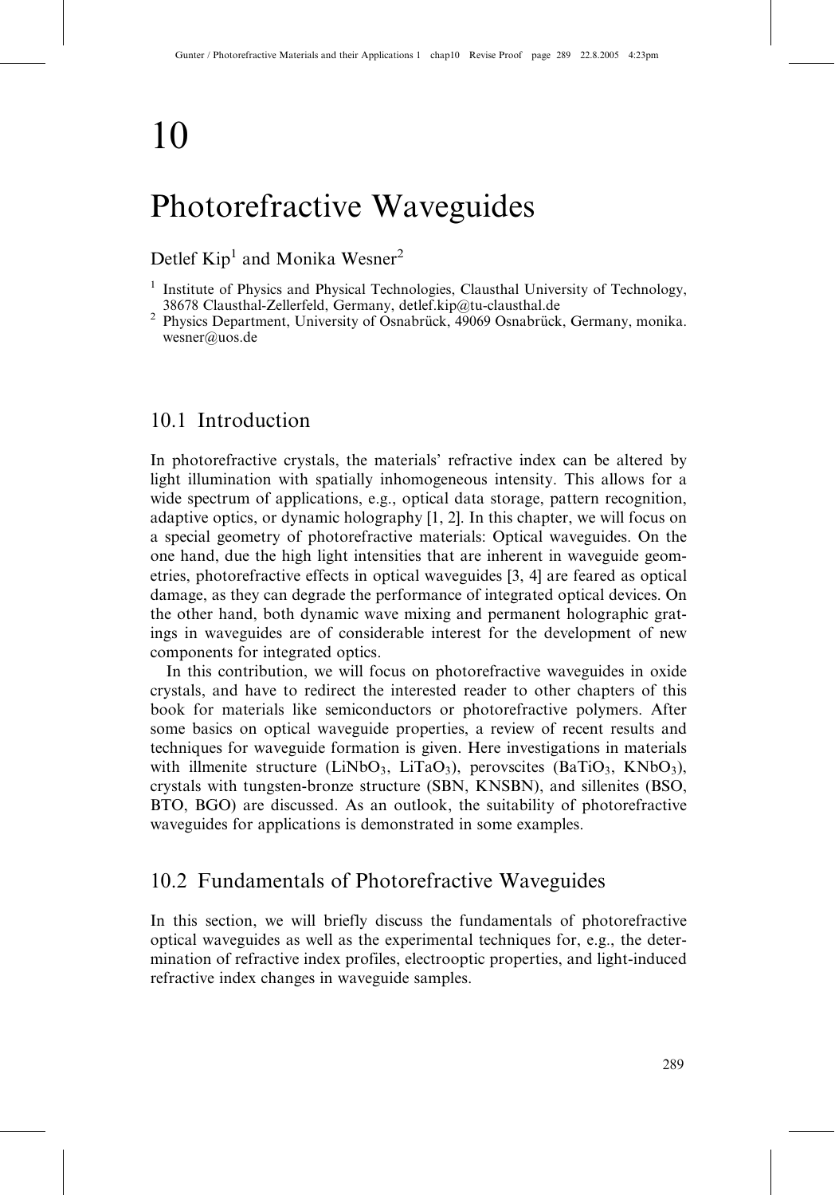# 10

# Photorefractive Waveguides

Detlef Kip[1] and Monika Wesner[2]

[1] Institute of Physics and Physical Technologies, Clausthal University of Technology, 38678 Clausthal-Zellerfeld, Germany, detlef.kip@tu-clausthal.de

[2] Physics Department, University of Osnabrück, 49069 Osnabrück, Germany, monika.wesner@uos.de

## 10.1 Introduction

In photorefractive crystals, the materials' refractive index can be altered by light illumination with spatially inhomogeneous intensity. This allows for a wide spectrum of applications, e.g., optical data storage, pattern recognition, adaptive optics, or dynamic holography [1, 2]. In this chapter, we will focus on a special geometry of photorefractive materials: Optical waveguides. On the one hand, due the high light intensities that are inherent in waveguide geometries, photorefractive effects in optical waveguides [3, 4] are feared as optical damage, as they can degrade the performance of integrated optical devices. On the other hand, both dynamic wave mixing and permanent holographic gratings in waveguides are of considerable interest for the development of new components for integrated optics.

In this contribution, we will focus on photorefractive waveguides in oxide crystals, and have to redirect the interested reader to other chapters of this book for materials like semiconductors or photorefractive polymers. After some basics on optical waveguide properties, a review of recent results and techniques for waveguide formation is given. Here investigations in materials with illmenite structure ($LiNbO_3$, $LiTaO_3$), perovscites ($BaTiO_3$, $KNbO_3$), crystals with tungsten-bronze structure (SBN, KNSBN), and sillenites (BSO, BTO, BGO) are discussed. As an outlook, the suitability of photorefractive waveguides for applications is demonstrated in some examples.

## 10.2 Fundamentals of Photorefractive Waveguides

In this section, we will briefly discuss the fundamentals of photorefractive optical waveguides as well as the experimental techniques for, e.g., the determination of refractive index profiles, electrooptic properties, and light-induced refractive index changes in waveguide samples.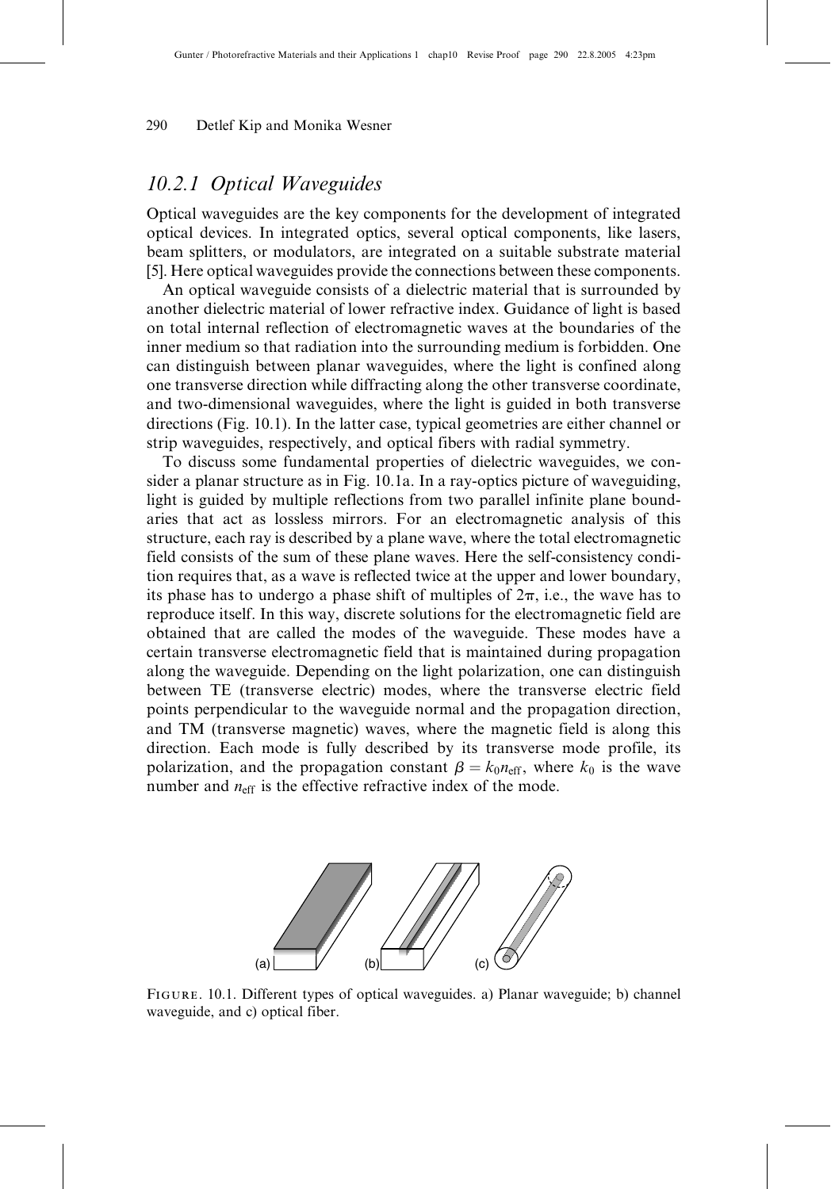## 10.2.1 Optical Waveguides

Optical waveguides are the key components for the development of integrated optical devices. In integrated optics, several optical components, like lasers, beam splitters, or modulators, are integrated on a suitable substrate material [5]. Here optical waveguides provide the connections between these components.

An optical waveguide consists of a dielectric material that is surrounded by another dielectric material of lower refractive index. Guidance of light is based on total internal reflection of electromagnetic waves at the boundaries of the inner medium so that radiation into the surrounding medium is forbidden. One can distinguish between planar waveguides, where the light is confined along one transverse direction while diffracting along the other transverse coordinate, and two-dimensional waveguides, where the light is guided in both transverse directions (Fig. 10.1). In the latter case, typical geometries are either channel or strip waveguides, respectively, and optical fibers with radial symmetry.

To discuss some fundamental properties of dielectric waveguides, we consider a planar structure as in Fig. 10.1a. In a ray-optics picture of waveguiding, light is guided by multiple reflections from two parallel infinite plane boundaries that act as lossless mirrors. For an electromagnetic analysis of this structure, each ray is described by a plane wave, where the total electromagnetic field consists of the sum of these plane waves. Here the self-consistency condition requires that, as a wave is reflected twice at the upper and lower boundary, its phase has to undergo a phase shift of multiples of $2\pi$, i.e., the wave has to reproduce itself. In this way, discrete solutions for the electromagnetic field are obtained that are called the modes of the waveguide. These modes have a certain transverse electromagnetic field that is maintained during propagation along the waveguide. Depending on the light polarization, one can distinguish between TE (transverse electric) modes, where the transverse electric field points perpendicular to the waveguide normal and the propagation direction, and TM (transverse magnetic) waves, where the magnetic field is along this direction. Each mode is fully described by its transverse mode profile, its polarization, and the propagation constant $\beta = k_0 n_{\text{eff}}$, where $k_0$ is the wave number and $n_{\text{eff}}$ is the effective refractive index of the mode.

Figure. 10.1. Different types of optical waveguides. a) Planar waveguide; b) channel waveguide, and c) optical fiber.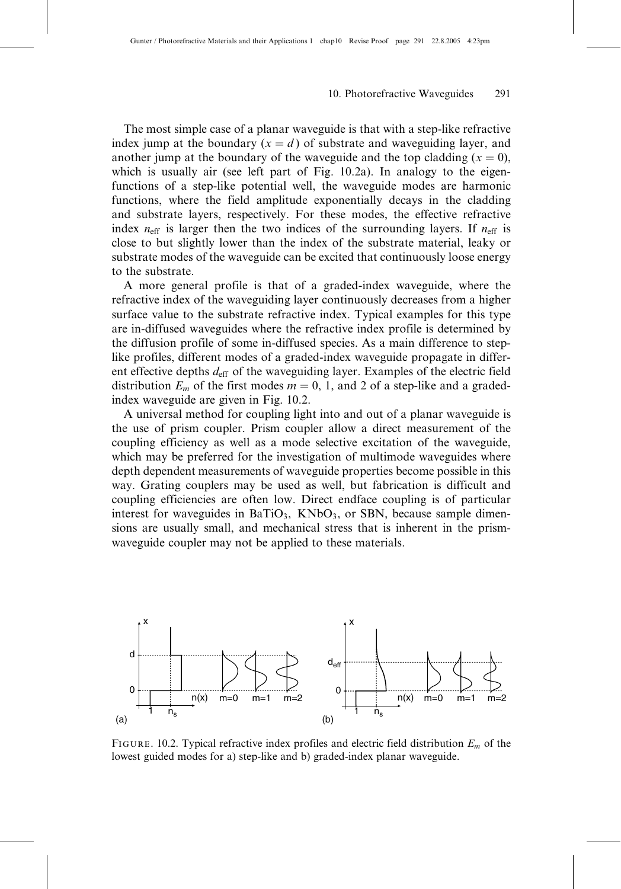The most simple case of a planar waveguide is that with a step-like refractive index jump at the boundary ($x = d$) of substrate and waveguiding layer, and another jump at the boundary of the waveguide and the top cladding ($x = 0$), which is usually air (see left part of Fig. 10.2a). In analogy to the eigenfunctions of a step-like potential well, the waveguide modes are harmonic functions, where the field amplitude exponentially decays in the cladding and substrate layers, respectively. For these modes, the effective refractive index $n_{\mathrm{eff}}$ is larger then the two indices of the surrounding layers. If $n_{\mathrm{eff}}$ is close to but slightly lower than the index of the substrate material, leaky or substrate modes of the waveguide can be excited that continuously loose energy to the substrate.

A more general profile is that of a graded-index waveguide, where the refractive index of the waveguiding layer continuously decreases from a higher surface value to the substrate refractive index. Typical examples for this type are in-diffused waveguides where the refractive index profile is determined by the diffusion profile of some in-diffused species. As a main difference to step-like profiles, different modes of a graded-index waveguide propagate in different effective depths $d_{\mathrm{eff}}$ of the waveguiding layer. Examples of the electric field distribution $E_m$ of the first modes $m = 0$, 1, and 2 of a step-like and a graded-index waveguide are given in Fig. 10.2.

A universal method for coupling light into and out of a planar waveguide is the use of prism coupler. Prism coupler allow a direct measurement of the coupling efficiency as well as a mode selective excitation of the waveguide, which may be preferred for the investigation of multimode waveguides where depth dependent measurements of waveguide properties become possible in this way. Grating couplers may be used as well, but fabrication is difficult and coupling efficiencies are often low. Direct endface coupling is of particular interest for waveguides in $BaTiO_3$, $KNbO_3$, or SBN, because sample dimensions are usually small, and mechanical stress that is inherent in the prism-waveguide coupler may not be applied to these materials.

FIGURE. 10.2. Typical refractive index profiles and electric field distribution $E_m$ of the lowest guided modes for a) step-like and b) graded-index planar waveguide.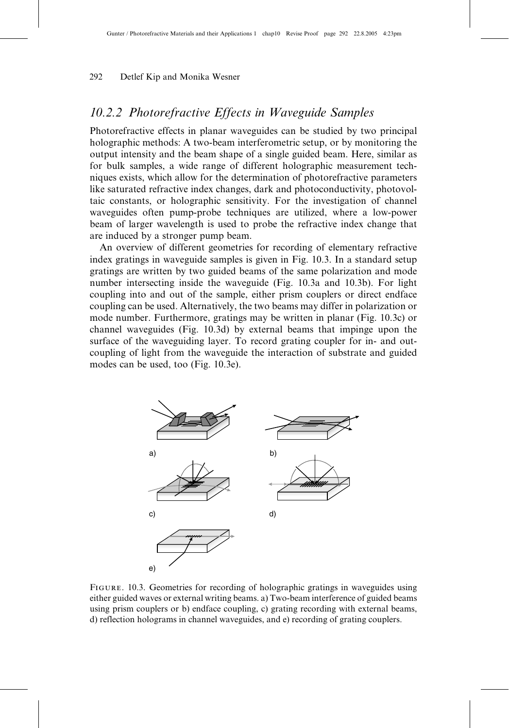## 10.2.2 Photorefractive Effects in Waveguide Samples

Photorefractive effects in planar waveguides can be studied by two principal holographic methods: A two-beam interferometric setup, or by monitoring the output intensity and the beam shape of a single guided beam. Here, similar as for bulk samples, a wide range of different holographic measurement techniques exists, which allow for the determination of photorefractive parameters like saturated refractive index changes, dark and photoconductivity, photovoltaic constants, or holographic sensitivity. For the investigation of channel waveguides often pump-probe techniques are utilized, where a low-power beam of larger wavelength is used to probe the refractive index change that are induced by a stronger pump beam.

An overview of different geometries for recording of elementary refractive index gratings in waveguide samples is given in Fig. 10.3. In a standard setup gratings are written by two guided beams of the same polarization and mode number intersecting inside the waveguide (Fig. 10.3a and 10.3b). For light coupling into and out of the sample, either prism couplers or direct endface coupling can be used. Alternatively, the two beams may differ in polarization or mode number. Furthermore, gratings may be written in planar (Fig. 10.3c) or channel waveguides (Fig. 10.3d) by external beams that impinge upon the surface of the waveguiding layer. To record grating coupler for in- and out-coupling of light from the waveguide the interaction of substrate and guided modes can be used, too (Fig. 10.3e).

Figure. 10.3. Geometries for recording of holographic gratings in waveguides using either guided waves or external writing beams. a) Two-beam interference of guided beams using prism couplers or b) endface coupling, c) grating recording with external beams, d) reflection holograms in channel waveguides, and e) recording of grating couplers.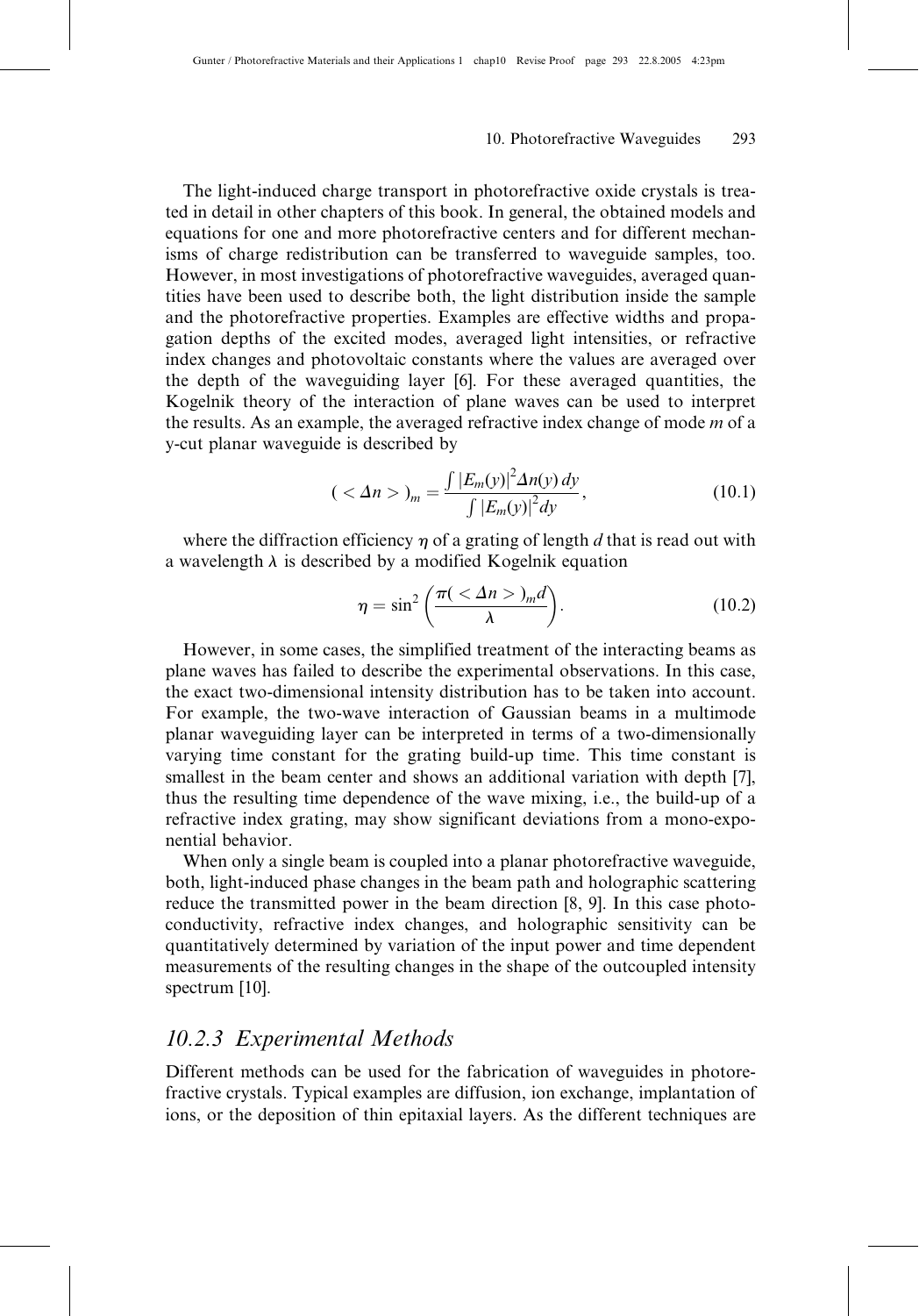The light-induced charge transport in photorefractive oxide crystals is treated in detail in other chapters of this book. In general, the obtained models and equations for one and more photorefractive centers and for different mechanisms of charge redistribution can be transferred to waveguide samples, too. However, in most investigations of photorefractive waveguides, averaged quantities have been used to describe both, the light distribution inside the sample and the photorefractive properties. Examples are effective widths and propagation depths of the excited modes, averaged light intensities, or refractive index changes and photovoltaic constants where the values are averaged over the depth of the waveguiding layer [6]. For these averaged quantities, the Kogelnik theory of the interaction of plane waves can be used to interpret the results. As an example, the averaged refractive index change of mode $m$ of a y-cut planar waveguide is described by

$$( < \Delta n > )_m = \frac{\int |E_m(y)|^2 \Delta n(y)\, dy}{\int |E_m(y)|^2 dy}, \tag{10.1}$$

where the diffraction efficiency $\eta$ of a grating of length $d$ that is read out with a wavelength $\lambda$ is described by a modified Kogelnik equation

$$\eta = \sin^2\left(\frac{\pi( < \Delta n > )_m d}{\lambda}\right). \tag{10.2}$$

However, in some cases, the simplified treatment of the interacting beams as plane waves has failed to describe the experimental observations. In this case, the exact two-dimensional intensity distribution has to be taken into account. For example, the two-wave interaction of Gaussian beams in a multimode planar waveguiding layer can be interpreted in terms of a two-dimensionally varying time constant for the grating build-up time. This time constant is smallest in the beam center and shows an additional variation with depth [7], thus the resulting time dependence of the wave mixing, i.e., the build-up of a refractive index grating, may show significant deviations from a mono-exponential behavior.

When only a single beam is coupled into a planar photorefractive waveguide, both, light-induced phase changes in the beam path and holographic scattering reduce the transmitted power in the beam direction [8, 9]. In this case photoconductivity, refractive index changes, and holographic sensitivity can be quantitatively determined by variation of the input power and time dependent measurements of the resulting changes in the shape of the outcoupled intensity spectrum [10].

### 10.2.3 Experimental Methods

Different methods can be used for the fabrication of waveguides in photorefractive crystals. Typical examples are diffusion, ion exchange, implantation of ions, or the deposition of thin epitaxial layers. As the different techniques are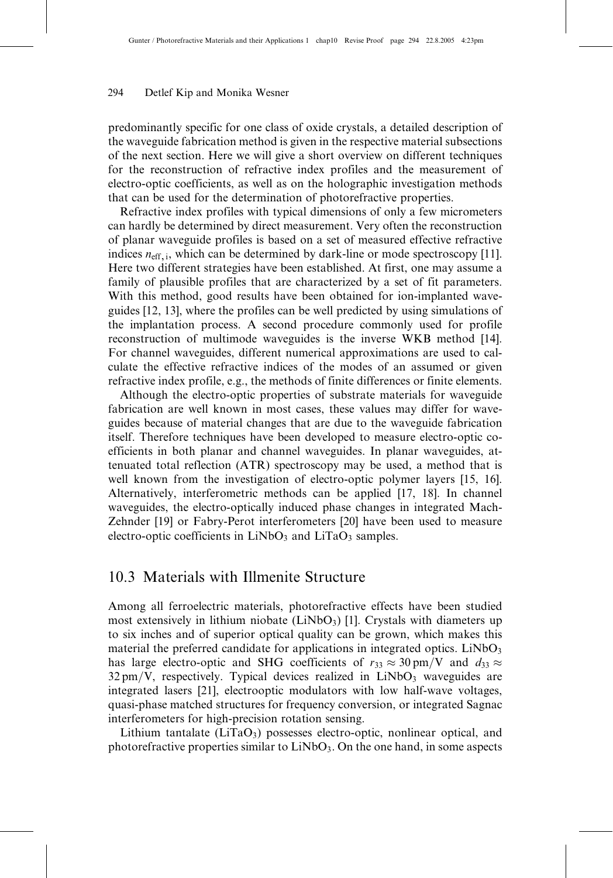predominantly specific for one class of oxide crystals, a detailed description of the waveguide fabrication method is given in the respective material subsections of the next section. Here we will give a short overview on different techniques for the reconstruction of refractive index profiles and the measurement of electro-optic coefficients, as well as on the holographic investigation methods that can be used for the determination of photorefractive properties.

Refractive index profiles with typical dimensions of only a few micrometers can hardly be determined by direct measurement. Very often the reconstruction of planar waveguide profiles is based on a set of measured effective refractive indices $n_{\mathrm{eff},\,i}$, which can be determined by dark-line or mode spectroscopy [11]. Here two different strategies have been established. At first, one may assume a family of plausible profiles that are characterized by a set of fit parameters. With this method, good results have been obtained for ion-implanted waveguides [12, 13], where the profiles can be well predicted by using simulations of the implantation process. A second procedure commonly used for profile reconstruction of multimode waveguides is the inverse WKB method [14]. For channel waveguides, different numerical approximations are used to calculate the effective refractive indices of the modes of an assumed or given refractive index profile, e.g., the methods of finite differences or finite elements.

Although the electro-optic properties of substrate materials for waveguide fabrication are well known in most cases, these values may differ for waveguides because of material changes that are due to the waveguide fabrication itself. Therefore techniques have been developed to measure electro-optic coefficients in both planar and channel waveguides. In planar waveguides, attenuated total reflection (ATR) spectroscopy may be used, a method that is well known from the investigation of electro-optic polymer layers [15, 16]. Alternatively, interferometric methods can be applied [17, 18]. In channel waveguides, the electro-optically induced phase changes in integrated Mach-Zehnder [19] or Fabry-Perot interferometers [20] have been used to measure electro-optic coefficients in $LiNbO_3$ and $LiTaO_3$ samples.

## 10.3 Materials with Illmenite Structure

Among all ferroelectric materials, photorefractive effects have been studied most extensively in lithium niobate ($LiNbO_3$) [1]. Crystals with diameters up to six inches and of superior optical quality can be grown, which makes this material the preferred candidate for applications in integrated optics. $LiNbO_3$ has large electro-optic and SHG coefficients of $r_{33} \approx 30\,\mathrm{pm/V}$ and $d_{33} \approx 32\,\mathrm{pm/V}$, respectively. Typical devices realized in $LiNbO_3$ waveguides are integrated lasers [21], electrooptic modulators with low half-wave voltages, quasi-phase matched structures for frequency conversion, or integrated Sagnac interferometers for high-precision rotation sensing.

Lithium tantalate ($LiTaO_3$) possesses electro-optic, nonlinear optical, and photorefractive properties similar to $LiNbO_3$. On the one hand, in some aspects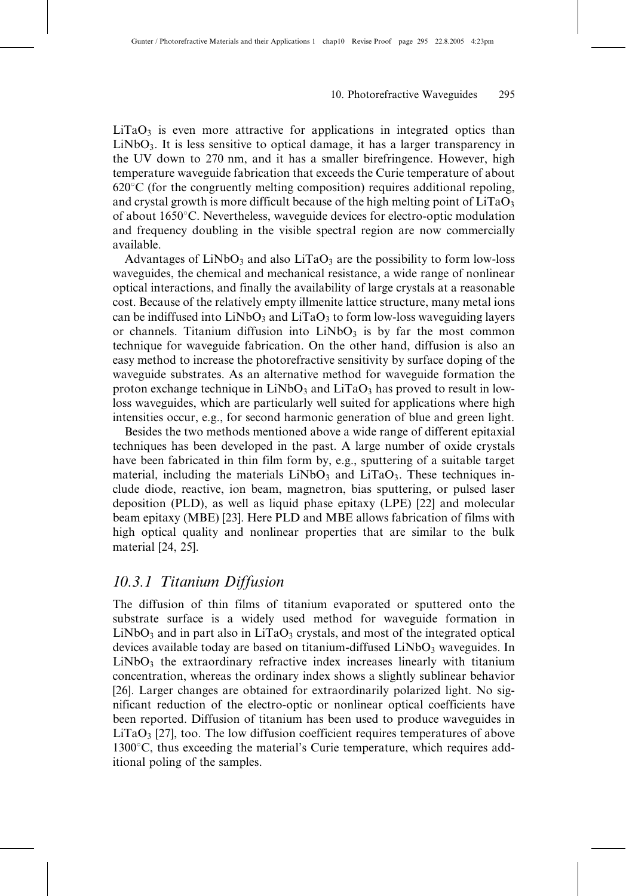$LiTaO_3$ is even more attractive for applications in integrated optics than $LiNbO_3$. It is less sensitive to optical damage, it has a larger transparency in the UV down to 270 nm, and it has a smaller birefringence. However, high temperature waveguide fabrication that exceeds the Curie temperature of about 620°C (for the congruently melting composition) requires additional repoling, and crystal growth is more difficult because of the high melting point of $LiTaO_3$ of about 1650°C. Nevertheless, waveguide devices for electro-optic modulation and frequency doubling in the visible spectral region are now commercially available.

Advantages of $LiNbO_3$ and also $LiTaO_3$ are the possibility to form low-loss waveguides, the chemical and mechanical resistance, a wide range of nonlinear optical interactions, and finally the availability of large crystals at a reasonable cost. Because of the relatively empty illmenite lattice structure, many metal ions can be indiffused into $LiNbO_3$ and $LiTaO_3$ to form low-loss waveguiding layers or channels. Titanium diffusion into $LiNbO_3$ is by far the most common technique for waveguide fabrication. On the other hand, diffusion is also an easy method to increase the photorefractive sensitivity by surface doping of the waveguide substrates. As an alternative method for waveguide formation the proton exchange technique in $LiNbO_3$ and $LiTaO_3$ has proved to result in low-loss waveguides, which are particularly well suited for applications where high intensities occur, e.g., for second harmonic generation of blue and green light.

Besides the two methods mentioned above a wide range of different epitaxial techniques has been developed in the past. A large number of oxide crystals have been fabricated in thin film form by, e.g., sputtering of a suitable target material, including the materials $LiNbO_3$ and $LiTaO_3$. These techniques include diode, reactive, ion beam, magnetron, bias sputtering, or pulsed laser deposition (PLD), as well as liquid phase epitaxy (LPE) [22] and molecular beam epitaxy (MBE) [23]. Here PLD and MBE allows fabrication of films with high optical quality and nonlinear properties that are similar to the bulk material [24, 25].

### *10.3.1 Titanium Diffusion*

The diffusion of thin films of titanium evaporated or sputtered onto the substrate surface is a widely used method for waveguide formation in $LiNbO_3$ and in part also in $LiTaO_3$ crystals, and most of the integrated optical devices available today are based on titanium-diffused $LiNbO_3$ waveguides. In $LiNbO_3$ the extraordinary refractive index increases linearly with titanium concentration, whereas the ordinary index shows a slightly sublinear behavior [26]. Larger changes are obtained for extraordinarily polarized light. No significant reduction of the electro-optic or nonlinear optical coefficients have been reported. Diffusion of titanium has been used to produce waveguides in $LiTaO_3$ [27], too. The low diffusion coefficient requires temperatures of above 1300°C, thus exceeding the material's Curie temperature, which requires additional poling of the samples.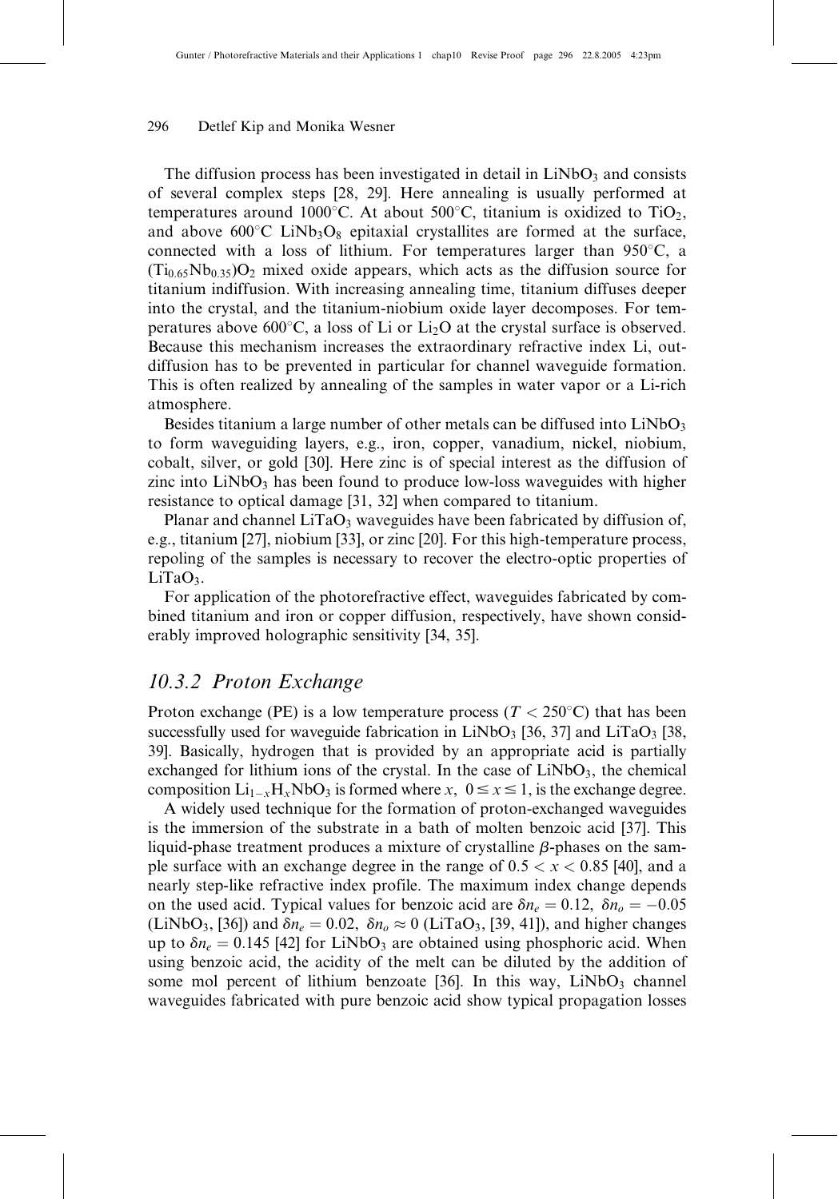The diffusion process has been investigated in detail in $LiNbO_3$ and consists of several complex steps [28, 29]. Here annealing is usually performed at temperatures around 1000°C. At about 500°C, titanium is oxidized to $TiO_2$, and above 600°C $LiNb_3O_8$ epitaxial crystallites are formed at the surface, connected with a loss of lithium. For temperatures larger than 950°C, a $(Ti_{0.65}Nb_{0.35})O_2$ mixed oxide appears, which acts as the diffusion source for titanium indiffusion. With increasing annealing time, titanium diffuses deeper into the crystal, and the titanium-niobium oxide layer decomposes. For temperatures above 600°C, a loss of Li or $Li_2O$ at the crystal surface is observed. Because this mechanism increases the extraordinary refractive index Li, outdiffusion has to be prevented in particular for channel waveguide formation. This is often realized by annealing of the samples in water vapor or a Li-rich atmosphere.

Besides titanium a large number of other metals can be diffused into $LiNbO_3$ to form waveguiding layers, e.g., iron, copper, vanadium, nickel, niobium, cobalt, silver, or gold [30]. Here zinc is of special interest as the diffusion of zinc into $LiNbO_3$ has been found to produce low-loss waveguides with higher resistance to optical damage [31, 32] when compared to titanium.

Planar and channel $LiTaO_3$ waveguides have been fabricated by diffusion of, e.g., titanium [27], niobium [33], or zinc [20]. For this high-temperature process, repoling of the samples is necessary to recover the electro-optic properties of $LiTaO_3$.

For application of the photorefractive effect, waveguides fabricated by combined titanium and iron or copper diffusion, respectively, have shown considerably improved holographic sensitivity [34, 35].

## 10.3.2 Proton Exchange

Proton exchange (PE) is a low temperature process ($T < 250°C$) that has been successfully used for waveguide fabrication in $LiNbO_3$ [36, 37] and $LiTaO_3$ [38, 39]. Basically, hydrogen that is provided by an appropriate acid is partially exchanged for lithium ions of the crystal. In the case of $LiNbO_3$, the chemical composition $Li_{1-x}H_xNbO_3$ is formed where $x$, $0 \leq x \leq 1$, is the exchange degree.

A widely used technique for the formation of proton-exchanged waveguides is the immersion of the substrate in a bath of molten benzoic acid [37]. This liquid-phase treatment produces a mixture of crystalline $\beta$-phases on the sample surface with an exchange degree in the range of $0.5 < x < 0.85$ [40], and a nearly step-like refractive index profile. The maximum index change depends on the used acid. Typical values for benzoic acid are $\delta n_e = 0.12$, $\delta n_o = -0.05$ ($LiNbO_3$, [36]) and $\delta n_e = 0.02$, $\delta n_o \approx 0$ ($LiTaO_3$, [39, 41]), and higher changes up to $\delta n_e = 0.145$ [42] for $LiNbO_3$ are obtained using phosphoric acid. When using benzoic acid, the acidity of the melt can be diluted by the addition of some mol percent of lithium benzoate [36]. In this way, $LiNbO_3$ channel waveguides fabricated with pure benzoic acid show typical propagation losses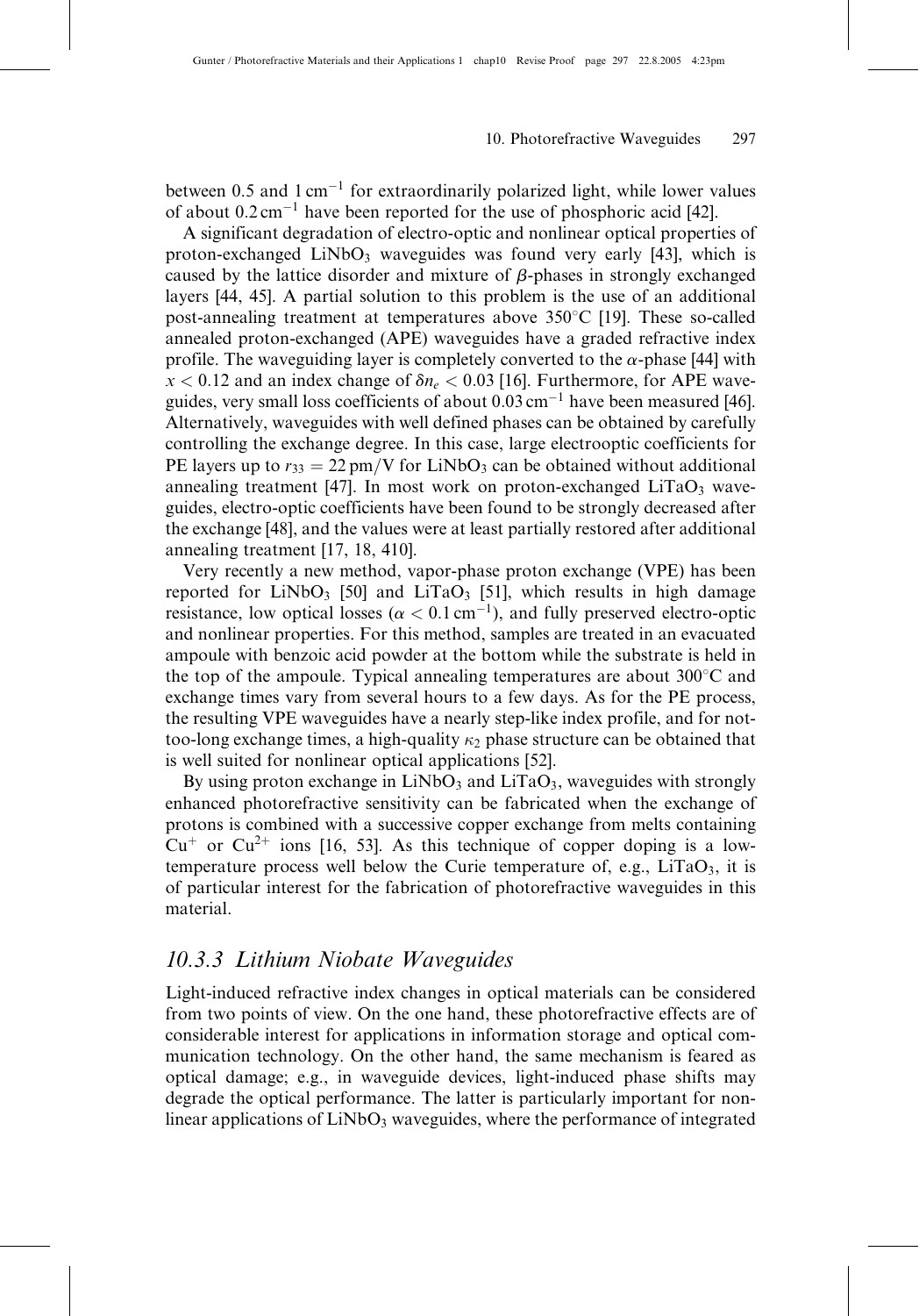between 0.5 and 1 $cm^{-1}$ for extraordinarily polarized light, while lower values of about 0.2 $cm^{-1}$ have been reported for the use of phosphoric acid [42].

A significant degradation of electro-optic and nonlinear optical properties of proton-exchanged $LiNbO_3$ waveguides was found very early [43], which is caused by the lattice disorder and mixture of $\beta$-phases in strongly exchanged layers [44, 45]. A partial solution to this problem is the use of an additional post-annealing treatment at temperatures above 350°C [19]. These so-called annealed proton-exchanged (APE) waveguides have a graded refractive index profile. The waveguiding layer is completely converted to the $\alpha$-phase [44] with $x < 0.12$ and an index change of $\delta n_e < 0.03$ [16]. Furthermore, for APE waveguides, very small loss coefficients of about 0.03 $cm^{-1}$ have been measured [46]. Alternatively, waveguides with well defined phases can be obtained by carefully controlling the exchange degree. In this case, large electrooptic coefficients for PE layers up to $r_{33} = 22$ pm/V for $LiNbO_3$ can be obtained without additional annealing treatment [47]. In most work on proton-exchanged $LiTaO_3$ waveguides, electro-optic coefficients have been found to be strongly decreased after the exchange [48], and the values were at least partially restored after additional annealing treatment [17, 18, 410].

Very recently a new method, vapor-phase proton exchange (VPE) has been reported for $LiNbO_3$ [50] and $LiTaO_3$ [51], which results in high damage resistance, low optical losses ($\alpha < 0.1$ $cm^{-1}$), and fully preserved electro-optic and nonlinear properties. For this method, samples are treated in an evacuated ampoule with benzoic acid powder at the bottom while the substrate is held in the top of the ampoule. Typical annealing temperatures are about 300°C and exchange times vary from several hours to a few days. As for the PE process, the resulting VPE waveguides have a nearly step-like index profile, and for not-too-long exchange times, a high-quality $\kappa_2$ phase structure can be obtained that is well suited for nonlinear optical applications [52].

By using proton exchange in $LiNbO_3$ and $LiTaO_3$, waveguides with strongly enhanced photorefractive sensitivity can be fabricated when the exchange of protons is combined with a successive copper exchange from melts containing $Cu^{+}$ or $Cu^{2+}$ ions [16, 53]. As this technique of copper doping is a low-temperature process well below the Curie temperature of, e.g., $LiTaO_3$, it is of particular interest for the fabrication of photorefractive waveguides in this material.

### 10.3.3 Lithium Niobate Waveguides

Light-induced refractive index changes in optical materials can be considered from two points of view. On the one hand, these photorefractive effects are of considerable interest for applications in information storage and optical communication technology. On the other hand, the same mechanism is feared as optical damage; e.g., in waveguide devices, light-induced phase shifts may degrade the optical performance. The latter is particularly important for nonlinear applications of $LiNbO_3$ waveguides, where the performance of integrated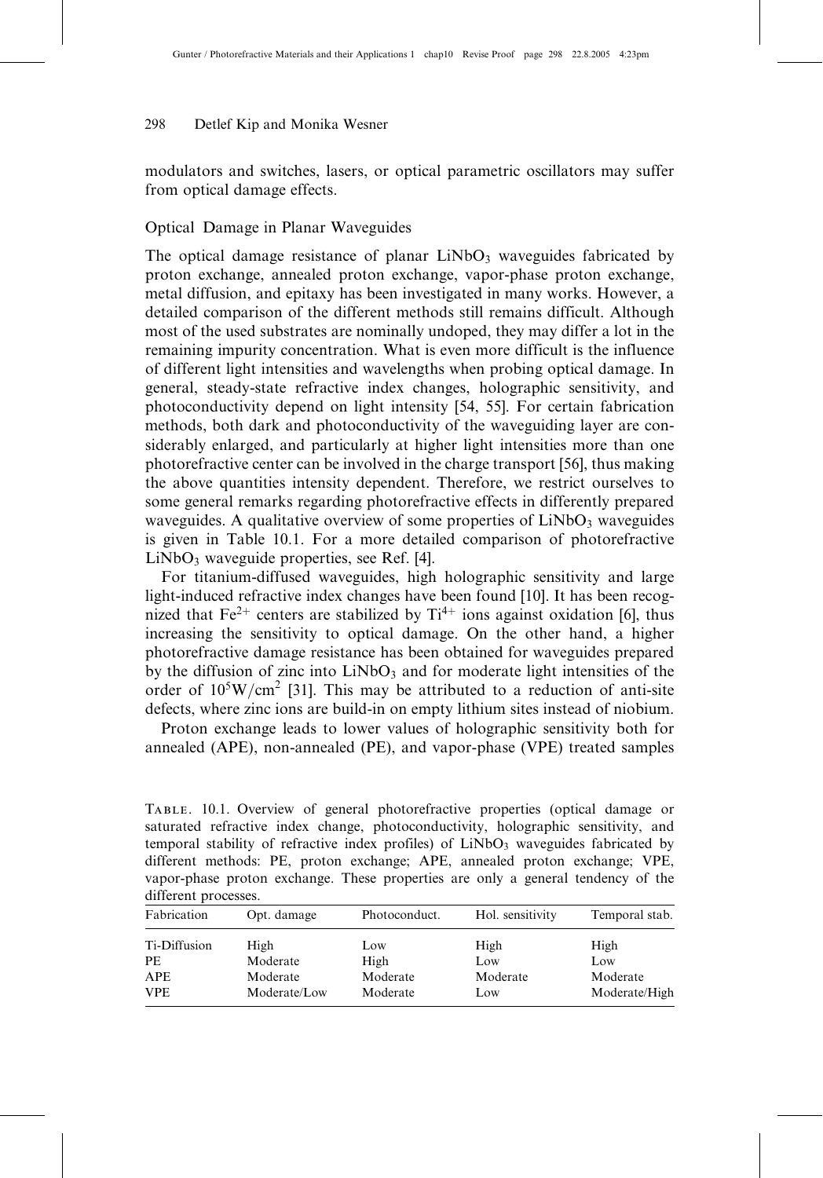modulators and switches, lasers, or optical parametric oscillators may suffer from optical damage effects.

### Optical Damage in Planar Waveguides

The optical damage resistance of planar $LiNbO_3$ waveguides fabricated by proton exchange, annealed proton exchange, vapor-phase proton exchange, metal diffusion, and epitaxy has been investigated in many works. However, a detailed comparison of the different methods still remains difficult. Although most of the used substrates are nominally undoped, they may differ a lot in the remaining impurity concentration. What is even more difficult is the influence of different light intensities and wavelengths when probing optical damage. In general, steady-state refractive index changes, holographic sensitivity, and photoconductivity depend on light intensity [54, 55]. For certain fabrication methods, both dark and photoconductivity of the waveguiding layer are considerably enlarged, and particularly at higher light intensities more than one photorefractive center can be involved in the charge transport [56], thus making the above quantities intensity dependent. Therefore, we restrict ourselves to some general remarks regarding photorefractive effects in differently prepared waveguides. A qualitative overview of some properties of $LiNbO_3$ waveguides is given in Table 10.1. For a more detailed comparison of photorefractive $LiNbO_3$ waveguide properties, see Ref. [4].

For titanium-diffused waveguides, high holographic sensitivity and large light-induced refractive index changes have been found [10]. It has been recognized that $Fe^{2+}$ centers are stabilized by $Ti^{4+}$ ions against oxidation [6], thus increasing the sensitivity to optical damage. On the other hand, a higher photorefractive damage resistance has been obtained for waveguides prepared by the diffusion of zinc into $LiNbO_3$ and for moderate light intensities of the order of $10^5 W/cm^2$ [31]. This may be attributed to a reduction of anti-site defects, where zinc ions are build-in on empty lithium sites instead of niobium.

Proton exchange leads to lower values of holographic sensitivity both for annealed (APE), non-annealed (PE), and vapor-phase (VPE) treated samples

TABLE. 10.1. Overview of general photorefractive properties (optical damage or saturated refractive index change, photoconductivity, holographic sensitivity, and temporal stability of refractive index profiles) of $LiNbO_3$ waveguides fabricated by different methods: PE, proton exchange; APE, annealed proton exchange; VPE, vapor-phase proton exchange. These properties are only a general tendency of the different processes.

| Fabrication | Opt. damage | Photoconduct. | Hol. sensitivity | Temporal stab. |
|---|---|---|---|---|
| Ti-Diffusion | High | Low | High | High |
| PE | Moderate | High | Low | Low |
| APE | Moderate | Moderate | Moderate | Moderate |
| VPE | Moderate/Low | Moderate | Low | Moderate/High |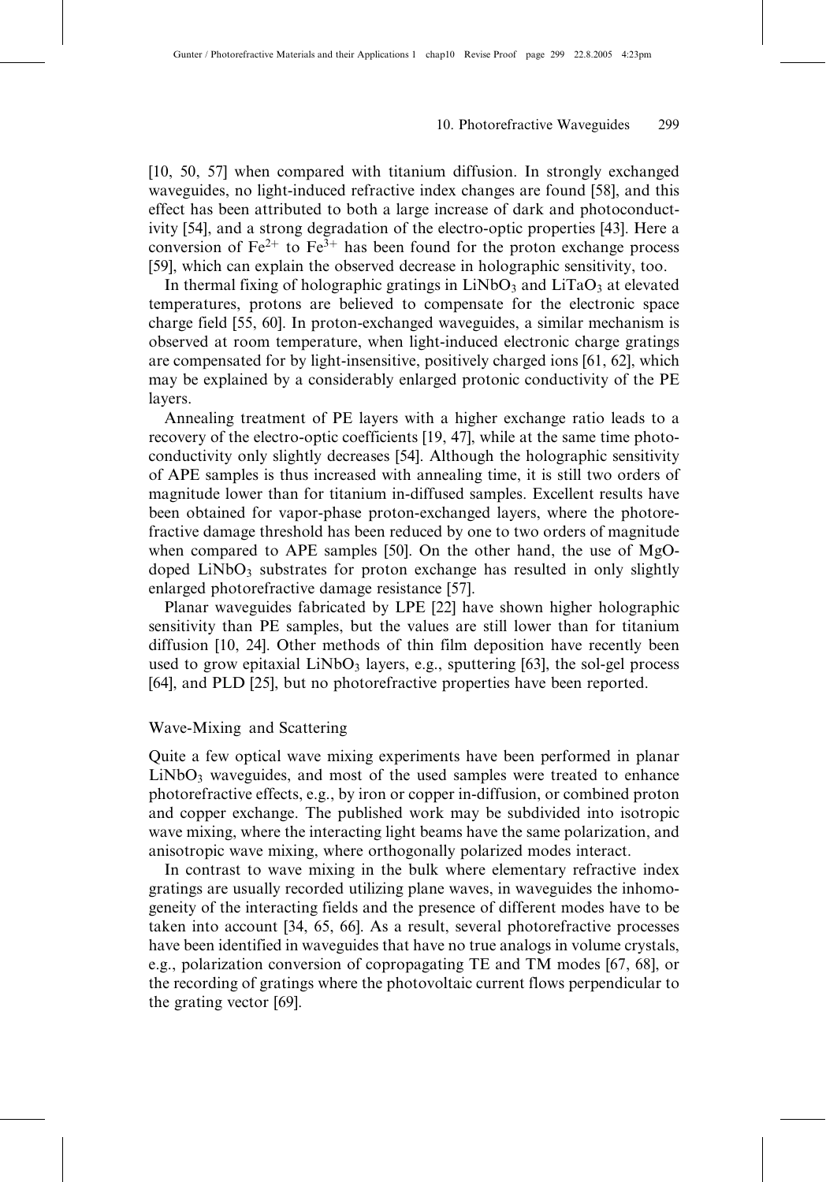[10, 50, 57] when compared with titanium diffusion. In strongly exchanged waveguides, no light-induced refractive index changes are found [58], and this effect has been attributed to both a large increase of dark and photoconductivity [54], and a strong degradation of the electro-optic properties [43]. Here a conversion of $Fe^{2+}$ to $Fe^{3+}$ has been found for the proton exchange process [59], which can explain the observed decrease in holographic sensitivity, too.

In thermal fixing of holographic gratings in $LiNbO_3$ and $LiTaO_3$ at elevated temperatures, protons are believed to compensate for the electronic space charge field [55, 60]. In proton-exchanged waveguides, a similar mechanism is observed at room temperature, when light-induced electronic charge gratings are compensated for by light-insensitive, positively charged ions [61, 62], which may be explained by a considerably enlarged protonic conductivity of the PE layers.

Annealing treatment of PE layers with a higher exchange ratio leads to a recovery of the electro-optic coefficients [19, 47], while at the same time photoconductivity only slightly decreases [54]. Although the holographic sensitivity of APE samples is thus increased with annealing time, it is still two orders of magnitude lower than for titanium in-diffused samples. Excellent results have been obtained for vapor-phase proton-exchanged layers, where the photorefractive damage threshold has been reduced by one to two orders of magnitude when compared to APE samples [50]. On the other hand, the use of MgO-doped $LiNbO_3$ substrates for proton exchange has resulted in only slightly enlarged photorefractive damage resistance [57].

Planar waveguides fabricated by LPE [22] have shown higher holographic sensitivity than PE samples, but the values are still lower than for titanium diffusion [10, 24]. Other methods of thin film deposition have recently been used to grow epitaxial $LiNbO_3$ layers, e.g., sputtering [63], the sol-gel process [64], and PLD [25], but no photorefractive properties have been reported.

### Wave-Mixing and Scattering

Quite a few optical wave mixing experiments have been performed in planar $LiNbO_3$ waveguides, and most of the used samples were treated to enhance photorefractive effects, e.g., by iron or copper in-diffusion, or combined proton and copper exchange. The published work may be subdivided into isotropic wave mixing, where the interacting light beams have the same polarization, and anisotropic wave mixing, where orthogonally polarized modes interact.

In contrast to wave mixing in the bulk where elementary refractive index gratings are usually recorded utilizing plane waves, in waveguides the inhomogeneity of the interacting fields and the presence of different modes have to be taken into account [34, 65, 66]. As a result, several photorefractive processes have been identified in waveguides that have no true analogs in volume crystals, e.g., polarization conversion of copropagating TE and TM modes [67, 68], or the recording of gratings where the photovoltaic current flows perpendicular to the grating vector [69].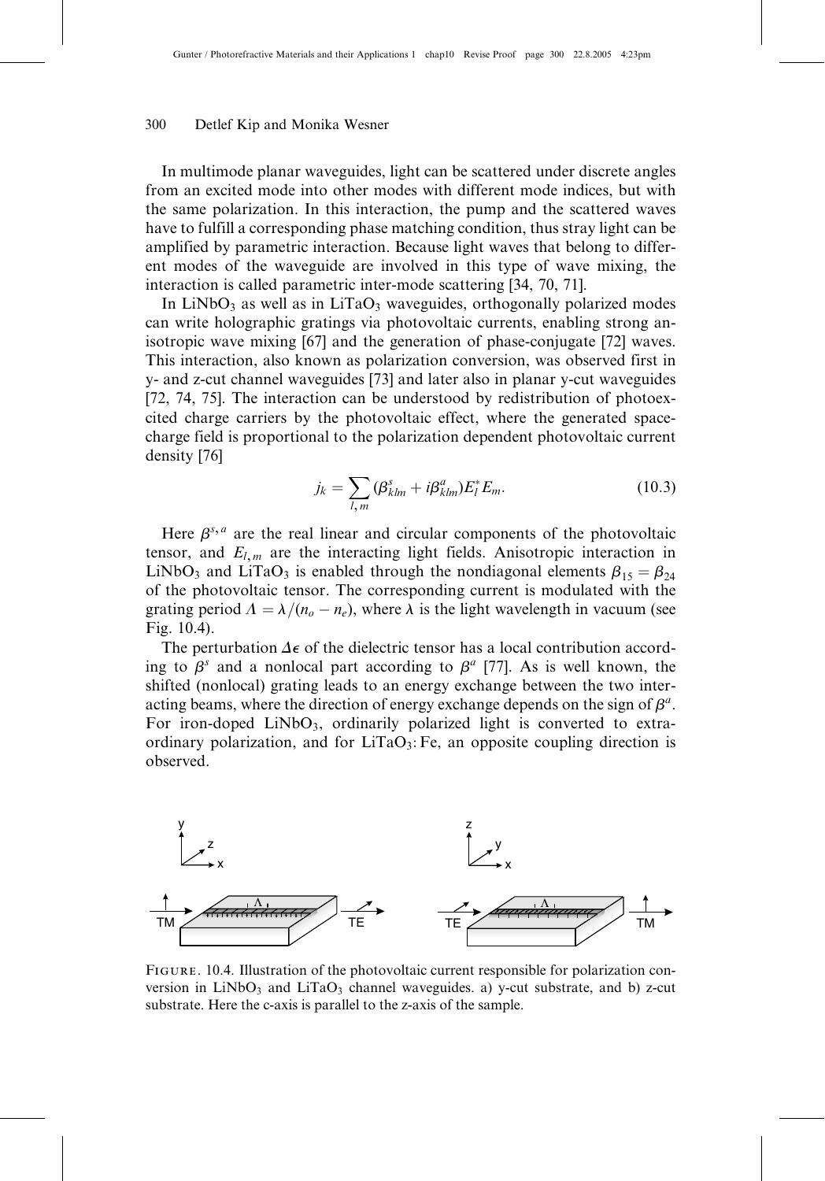In multimode planar waveguides, light can be scattered under discrete angles from an excited mode into other modes with different mode indices, but with the same polarization. In this interaction, the pump and the scattered waves have to fulfill a corresponding phase matching condition, thus stray light can be amplified by parametric interaction. Because light waves that belong to different modes of the waveguide are involved in this type of wave mixing, the interaction is called parametric inter-mode scattering [34, 70, 71].

In $LiNbO_3$ as well as in $LiTaO_3$ waveguides, orthogonally polarized modes can write holographic gratings via photovoltaic currents, enabling strong anisotropic wave mixing [67] and the generation of phase-conjugate [72] waves. This interaction, also known as polarization conversion, was observed first in y- and z-cut channel waveguides [73] and later also in planar y-cut waveguides [72, 74, 75]. The interaction can be understood by redistribution of photoexcited charge carriers by the photovoltaic effect, where the generated space-charge field is proportional to the polarization dependent photovoltaic current density [76]

$$j_k = \sum_{l,m} (\beta^s_{klm} + i\beta^a_{klm}) E^*_l E_m. \tag{10.3}$$

Here $\beta^{s,a}$ are the real linear and circular components of the photovoltaic tensor, and $E_{l,m}$ are the interacting light fields. Anisotropic interaction in $LiNbO_3$ and $LiTaO_3$ is enabled through the nondiagonal elements $\beta_{15} = \beta_{24}$ of the photovoltaic tensor. The corresponding current is modulated with the grating period $\Lambda = \lambda/(n_o - n_e)$, where $\lambda$ is the light wavelength in vacuum (see Fig. 10.4).

The perturbation $\Delta\epsilon$ of the dielectric tensor has a local contribution according to $\beta^s$ and a nonlocal part according to $\beta^a$ [77]. As is well known, the shifted (nonlocal) grating leads to an energy exchange between the two interacting beams, where the direction of energy exchange depends on the sign of $\beta^a$. For iron-doped $LiNbO_3$, ordinarily polarized light is converted to extraordinary polarization, and for $LiTaO_3$:Fe, an opposite coupling direction is observed.

FIGURE. 10.4. Illustration of the photovoltaic current responsible for polarization conversion in $LiNbO_3$ and $LiTaO_3$ channel waveguides. a) y-cut substrate, and b) z-cut substrate. Here the c-axis is parallel to the z-axis of the sample.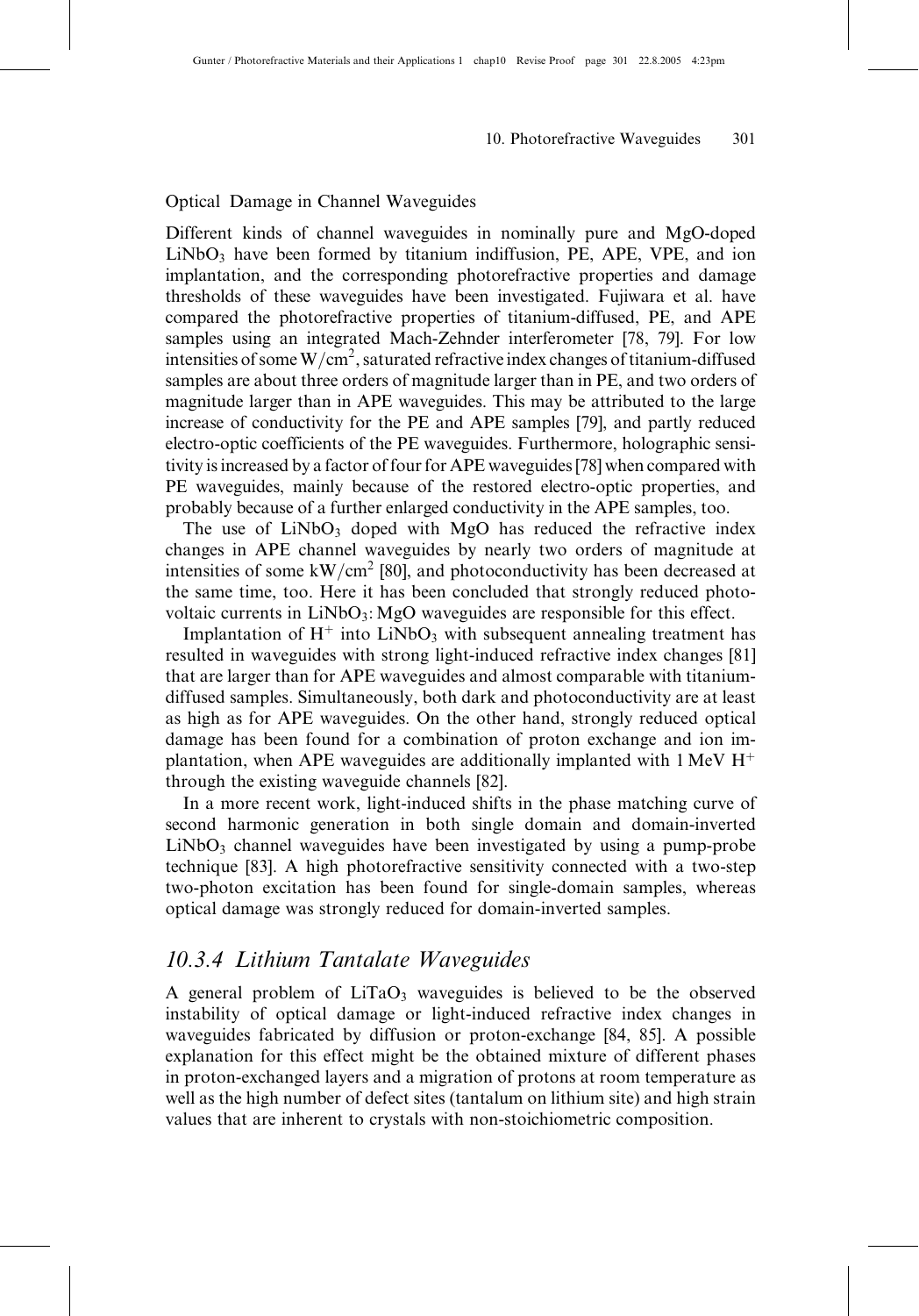Optical Damage in Channel Waveguides

Different kinds of channel waveguides in nominally pure and MgO-doped $LiNbO_3$ have been formed by titanium indiffusion, PE, APE, VPE, and ion implantation, and the corresponding photorefractive properties and damage thresholds of these waveguides have been investigated. Fujiwara et al. have compared the photorefractive properties of titanium-diffused, PE, and APE samples using an integrated Mach-Zehnder interferometer [78, 79]. For low intensities of some $W/cm^2$, saturated refractive index changes of titanium-diffused samples are about three orders of magnitude larger than in PE, and two orders of magnitude larger than in APE waveguides. This may be attributed to the large increase of conductivity for the PE and APE samples [79], and partly reduced electro-optic coefficients of the PE waveguides. Furthermore, holographic sensitivity is increased by a factor of four for APE waveguides [78] when compared with PE waveguides, mainly because of the restored electro-optic properties, and probably because of a further enlarged conductivity in the APE samples, too.

The use of $LiNbO_3$ doped with MgO has reduced the refractive index changes in APE channel waveguides by nearly two orders of magnitude at intensities of some $kW/cm^2$ [80], and photoconductivity has been decreased at the same time, too. Here it has been concluded that strongly reduced photovoltaic currents in $LiNbO_3$: MgO waveguides are responsible for this effect.

Implantation of $H^+$ into $LiNbO_3$ with subsequent annealing treatment has resulted in waveguides with strong light-induced refractive index changes [81] that are larger than for APE waveguides and almost comparable with titanium-diffused samples. Simultaneously, both dark and photoconductivity are at least as high as for APE waveguides. On the other hand, strongly reduced optical damage has been found for a combination of proton exchange and ion implantation, when APE waveguides are additionally implanted with 1 MeV $H^+$ through the existing waveguide channels [82].

In a more recent work, light-induced shifts in the phase matching curve of second harmonic generation in both single domain and domain-inverted $LiNbO_3$ channel waveguides have been investigated by using a pump-probe technique [83]. A high photorefractive sensitivity connected with a two-step two-photon excitation has been found for single-domain samples, whereas optical damage was strongly reduced for domain-inverted samples.

### *10.3.4 Lithium Tantalate Waveguides*

A general problem of $LiTaO_3$ waveguides is believed to be the observed instability of optical damage or light-induced refractive index changes in waveguides fabricated by diffusion or proton-exchange [84, 85]. A possible explanation for this effect might be the obtained mixture of different phases in proton-exchanged layers and a migration of protons at room temperature as well as the high number of defect sites (tantalum on lithium site) and high strain values that are inherent to crystals with non-stoichiometric composition.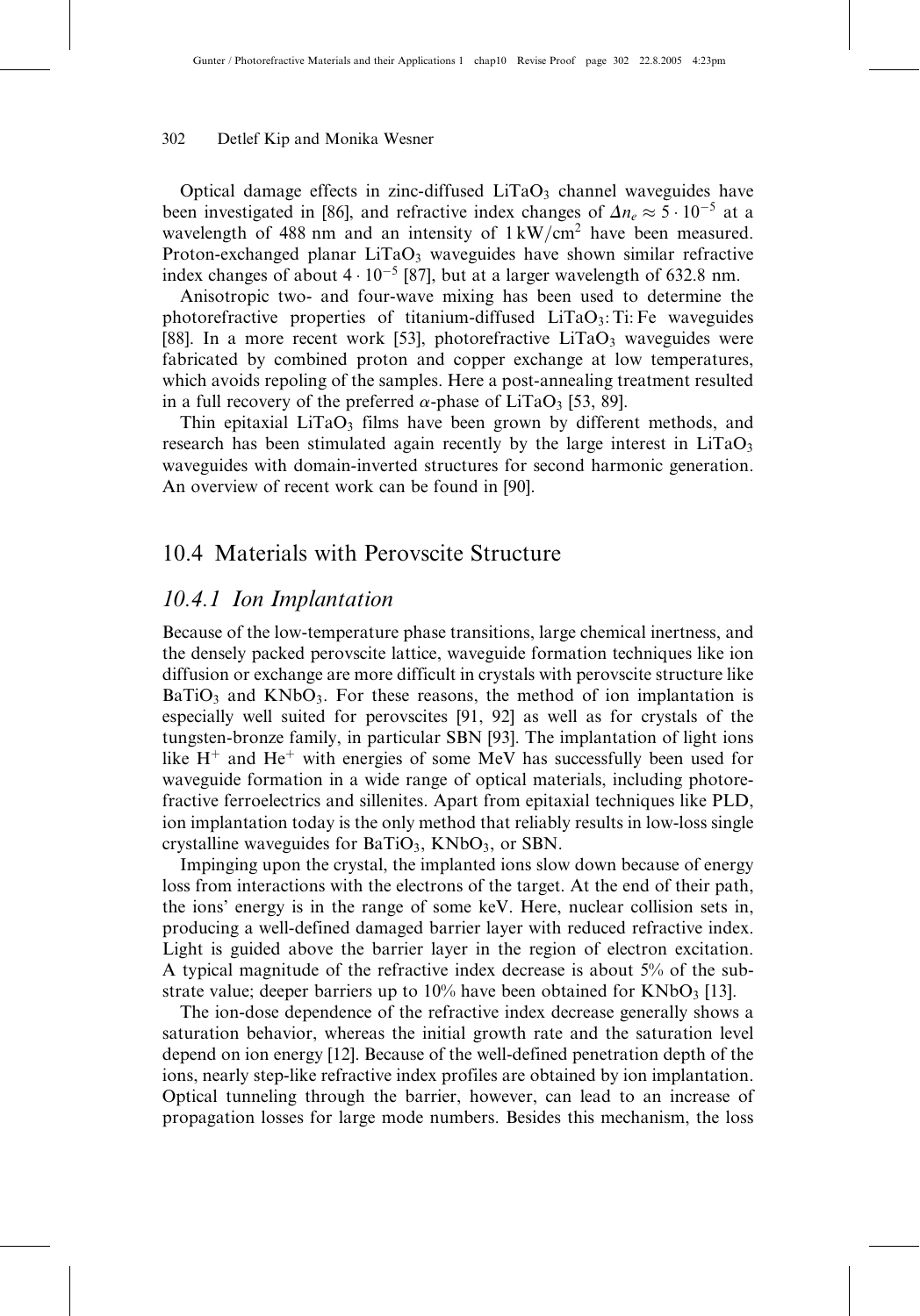Optical damage effects in zinc-diffused $LiTaO_3$ channel waveguides have been investigated in [86], and refractive index changes of $\Delta n_e \approx 5 \cdot 10^{-5}$ at a wavelength of 488 nm and an intensity of $1\,kW/cm^2$ have been measured. Proton-exchanged planar $LiTaO_3$ waveguides have shown similar refractive index changes of about $4 \cdot 10^{-5}$ [87], but at a larger wavelength of 632.8 nm.

Anisotropic two- and four-wave mixing has been used to determine the photorefractive properties of titanium-diffused $LiTaO_3$:Ti:Fe waveguides [88]. In a more recent work [53], photorefractive $LiTaO_3$ waveguides were fabricated by combined proton and copper exchange at low temperatures, which avoids repoling of the samples. Here a post-annealing treatment resulted in a full recovery of the preferred $\alpha$-phase of $LiTaO_3$ [53, 89].

Thin epitaxial $LiTaO_3$ films have been grown by different methods, and research has been stimulated again recently by the large interest in $LiTaO_3$ waveguides with domain-inverted structures for second harmonic generation. An overview of recent work can be found in [90].

## 10.4 Materials with Perovscite Structure

### 10.4.1 Ion Implantation

Because of the low-temperature phase transitions, large chemical inertness, and the densely packed perovscite lattice, waveguide formation techniques like ion diffusion or exchange are more difficult in crystals with perovscite structure like $BaTiO_3$ and $KNbO_3$. For these reasons, the method of ion implantation is especially well suited for perovscites [91, 92] as well as for crystals of the tungsten-bronze family, in particular SBN [93]. The implantation of light ions like $H^+$ and $He^+$ with energies of some MeV has successfully been used for waveguide formation in a wide range of optical materials, including photorefractive ferroelectrics and sillenites. Apart from epitaxial techniques like PLD, ion implantation today is the only method that reliably results in low-loss single crystalline waveguides for $BaTiO_3$, $KNbO_3$, or SBN.

Impinging upon the crystal, the implanted ions slow down because of energy loss from interactions with the electrons of the target. At the end of their path, the ions' energy is in the range of some keV. Here, nuclear collision sets in, producing a well-defined damaged barrier layer with reduced refractive index. Light is guided above the barrier layer in the region of electron excitation. A typical magnitude of the refractive index decrease is about 5% of the substrate value; deeper barriers up to 10% have been obtained for $KNbO_3$ [13].

The ion-dose dependence of the refractive index decrease generally shows a saturation behavior, whereas the initial growth rate and the saturation level depend on ion energy [12]. Because of the well-defined penetration depth of the ions, nearly step-like refractive index profiles are obtained by ion implantation. Optical tunneling through the barrier, however, can lead to an increase of propagation losses for large mode numbers. Besides this mechanism, the loss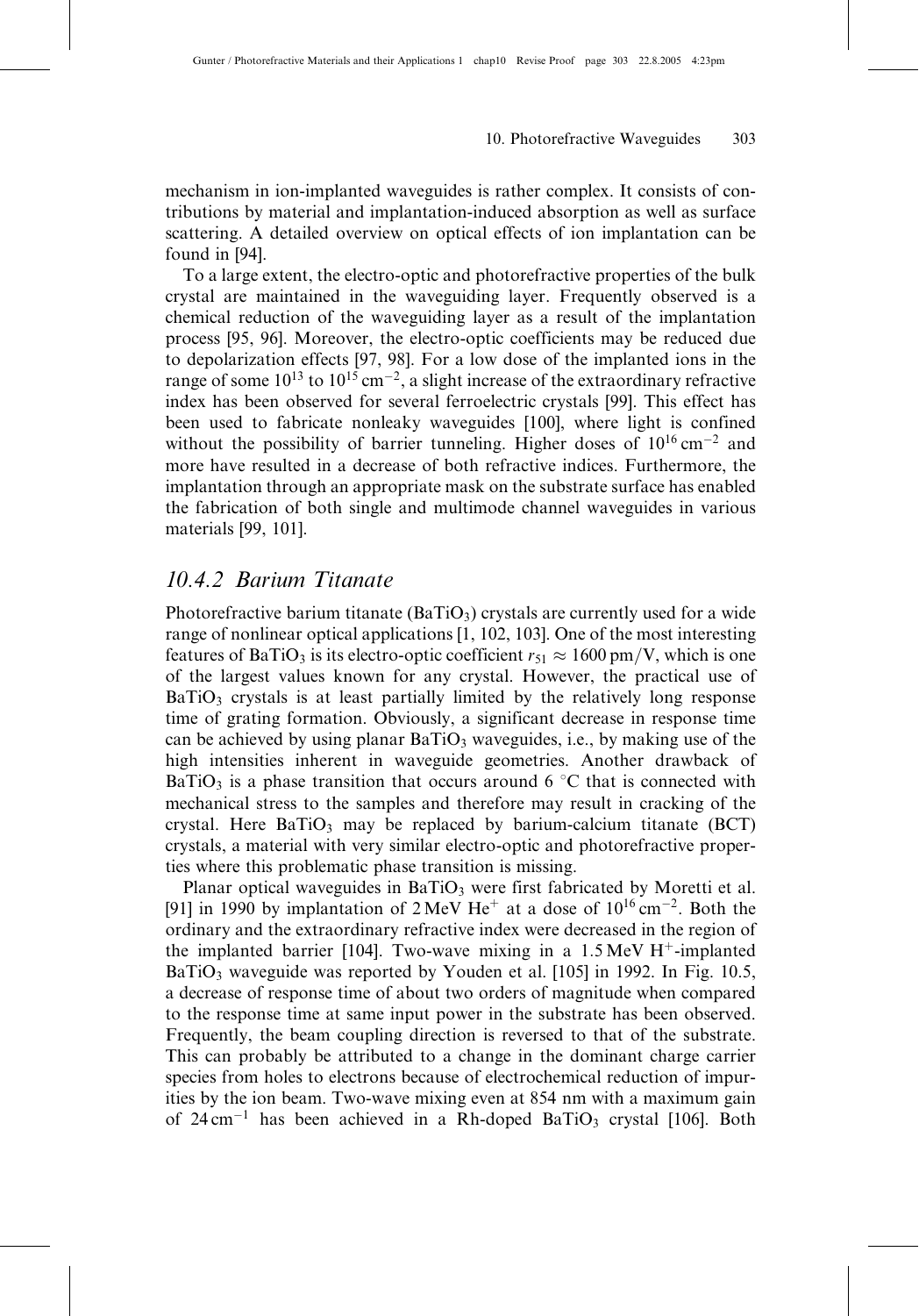mechanism in ion-implanted waveguides is rather complex. It consists of contributions by material and implantation-induced absorption as well as surface scattering. A detailed overview on optical effects of ion implantation can be found in [94].

To a large extent, the electro-optic and photorefractive properties of the bulk crystal are maintained in the waveguiding layer. Frequently observed is a chemical reduction of the waveguiding layer as a result of the implantation process [95, 96]. Moreover, the electro-optic coefficients may be reduced due to depolarization effects [97, 98]. For a low dose of the implanted ions in the range of some $10^{13}$ to $10^{15}\,\mathrm{cm}^{-2}$, a slight increase of the extraordinary refractive index has been observed for several ferroelectric crystals [99]. This effect has been used to fabricate nonleaky waveguides [100], where light is confined without the possibility of barrier tunneling. Higher doses of $10^{16}\,\mathrm{cm}^{-2}$ and more have resulted in a decrease of both refractive indices. Furthermore, the implantation through an appropriate mask on the substrate surface has enabled the fabrication of both single and multimode channel waveguides in various materials [99, 101].

### *10.4.2 Barium Titanate*

Photorefractive barium titanate ($BaTiO_3$) crystals are currently used for a wide range of nonlinear optical applications [1, 102, 103]. One of the most interesting features of $BaTiO_3$ is its electro-optic coefficient $r_{51} \approx 1600\,\mathrm{pm/V}$, which is one of the largest values known for any crystal. However, the practical use of $BaTiO_3$ crystals is at least partially limited by the relatively long response time of grating formation. Obviously, a significant decrease in response time can be achieved by using planar $BaTiO_3$ waveguides, i.e., by making use of the high intensities inherent in waveguide geometries. Another drawback of $BaTiO_3$ is a phase transition that occurs around 6 °C that is connected with mechanical stress to the samples and therefore may result in cracking of the crystal. Here $BaTiO_3$ may be replaced by barium-calcium titanate (BCT) crystals, a material with very similar electro-optic and photorefractive properties where this problematic phase transition is missing.

Planar optical waveguides in $BaTiO_3$ were first fabricated by Moretti et al. [91] in 1990 by implantation of 2 MeV $He^+$ at a dose of $10^{16}\,\mathrm{cm}^{-2}$. Both the ordinary and the extraordinary refractive index were decreased in the region of the implanted barrier [104]. Two-wave mixing in a 1.5 MeV $H^+$-implanted $BaTiO_3$ waveguide was reported by Youden et al. [105] in 1992. In Fig. 10.5, a decrease of response time of about two orders of magnitude when compared to the response time at same input power in the substrate has been observed. Frequently, the beam coupling direction is reversed to that of the substrate. This can probably be attributed to a change in the dominant charge carrier species from holes to electrons because of electrochemical reduction of impurities by the ion beam. Two-wave mixing even at 854 nm with a maximum gain of $24\,\mathrm{cm}^{-1}$ has been achieved in a Rh-doped $BaTiO_3$ crystal [106]. Both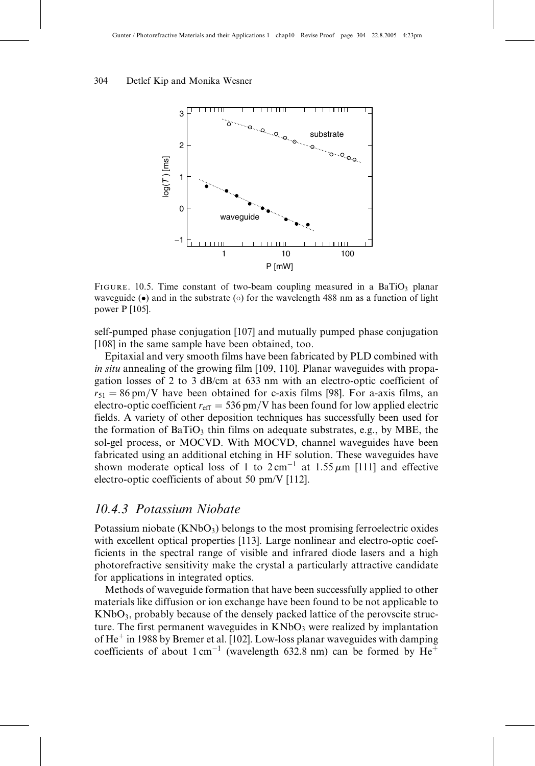FIGURE. 10.5. Time constant of two-beam coupling measured in a $BaTiO_3$ planar waveguide (•) and in the substrate (○) for the wavelength 488 nm as a function of light power P [105].

self-pumped phase conjugation [107] and mutually pumped phase conjugation [108] in the same sample have been obtained, too.

Epitaxial and very smooth films have been fabricated by PLD combined with *in situ* annealing of the growing film [109, 110]. Planar waveguides with propagation losses of 2 to 3 dB/cm at 633 nm with an electro-optic coefficient of $r_{51} = 86\,\mathrm{pm/V}$ have been obtained for c-axis films [98]. For a-axis films, an electro-optic coefficient $r_{\mathrm{eff}} = 536\,\mathrm{pm/V}$ has been found for low applied electric fields. A variety of other deposition techniques has successfully been used for the formation of $BaTiO_3$ thin films on adequate substrates, e.g., by MBE, the sol-gel process, or MOCVD. With MOCVD, channel waveguides have been fabricated using an additional etching in HF solution. These waveguides have shown moderate optical loss of 1 to $2\,\mathrm{cm}^{-1}$ at $1.55\,\mu\mathrm{m}$ [111] and effective electro-optic coefficients of about 50 pm/V [112].

## 10.4.3 Potassium Niobate

Potassium niobate ($KNbO_3$) belongs to the most promising ferroelectric oxides with excellent optical properties [113]. Large nonlinear and electro-optic coefficients in the spectral range of visible and infrared diode lasers and a high photorefractive sensitivity make the crystal a particularly attractive candidate for applications in integrated optics.

Methods of waveguide formation that have been successfully applied to other materials like diffusion or ion exchange have been found to be not applicable to $KNbO_3$, probably because of the densely packed lattice of the perovscite structure. The first permanent waveguides in $KNbO_3$ were realized by implantation of $He^+$ in 1988 by Bremer et al. [102]. Low-loss planar waveguides with damping coefficients of about $1\,\mathrm{cm}^{-1}$ (wavelength 632.8 nm) can be formed by $He^+$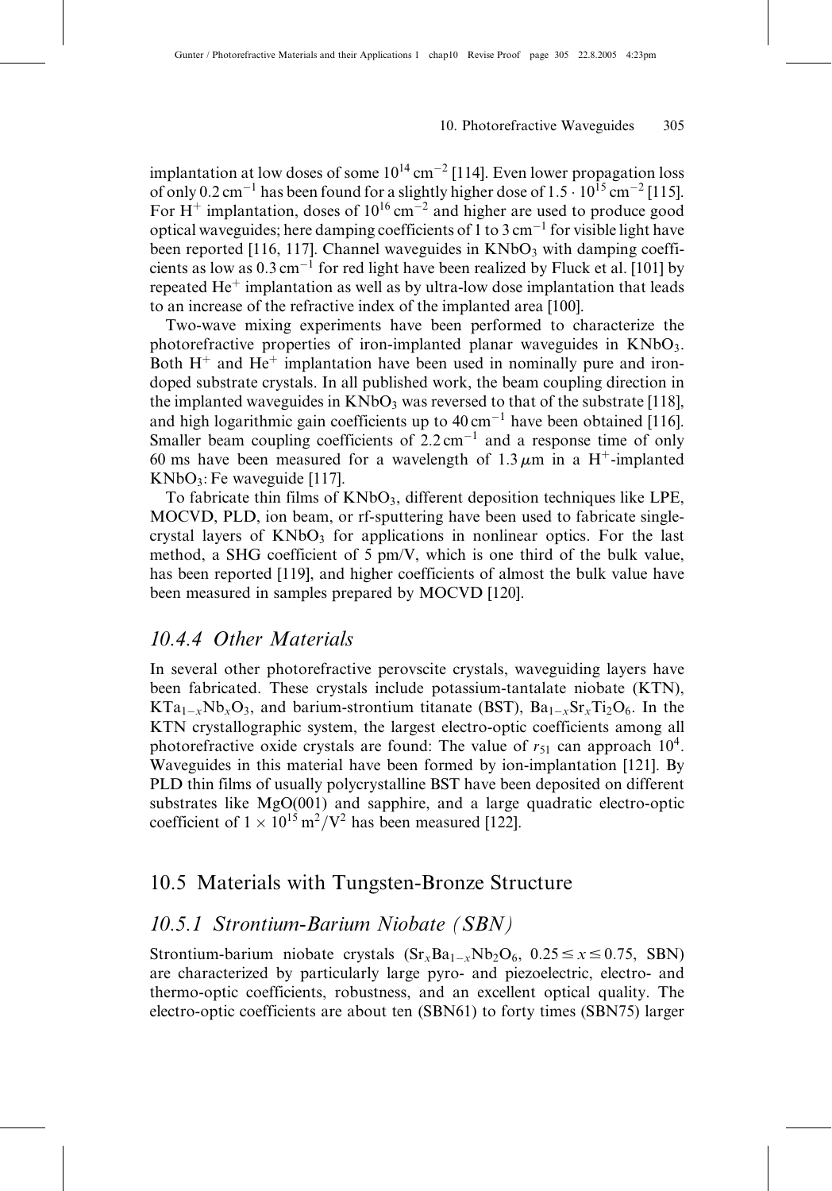implantation at low doses of some $10^{14}\,\text{cm}^{-2}$ [114]. Even lower propagation loss of only $0.2\,\text{cm}^{-1}$ has been found for a slightly higher dose of $1.5 \cdot 10^{15}\,\text{cm}^{-2}$ [115]. For $H^+$ implantation, doses of $10^{16}\,\text{cm}^{-2}$ and higher are used to produce good optical waveguides; here damping coefficients of 1 to $3\,\text{cm}^{-1}$ for visible light have been reported [116, 117]. Channel waveguides in $KNbO_3$ with damping coefficients as low as $0.3\,\text{cm}^{-1}$ for red light have been realized by Fluck et al. [101] by repeated $He^+$ implantation as well as by ultra-low dose implantation that leads to an increase of the refractive index of the implanted area [100].

Two-wave mixing experiments have been performed to characterize the photorefractive properties of iron-implanted planar waveguides in $KNbO_3$. Both $H^+$ and $He^+$ implantation have been used in nominally pure and iron-doped substrate crystals. In all published work, the beam coupling direction in the implanted waveguides in $KNbO_3$ was reversed to that of the substrate [118], and high logarithmic gain coefficients up to $40\,\text{cm}^{-1}$ have been obtained [116]. Smaller beam coupling coefficients of $2.2\,\text{cm}^{-1}$ and a response time of only 60 ms have been measured for a wavelength of $1.3\,\mu\text{m}$ in a $H^+$-implanted $KNbO_3$: Fe waveguide [117].

To fabricate thin films of $KNbO_3$, different deposition techniques like LPE, MOCVD, PLD, ion beam, or rf-sputtering have been used to fabricate single-crystal layers of $KNbO_3$ for applications in nonlinear optics. For the last method, a SHG coefficient of 5 pm/V, which is one third of the bulk value, has been reported [119], and higher coefficients of almost the bulk value have been measured in samples prepared by MOCVD [120].

### *10.4.4 Other Materials*

In several other photorefractive perovscite crystals, waveguiding layers have been fabricated. These crystals include potassium-tantalate niobate (KTN), $KTa_{1-x}Nb_xO_3$, and barium-strontium titanate (BST), $Ba_{1-x}Sr_xTi_2O_6$. In the KTN crystallographic system, the largest electro-optic coefficients among all photorefractive oxide crystals are found: The value of $r_{51}$ can approach $10^4$. Waveguides in this material have been formed by ion-implantation [121]. By PLD thin films of usually polycrystalline BST have been deposited on different substrates like MgO(001) and sapphire, and a large quadratic electro-optic coefficient of $1 \times 10^{15}\,\text{m}^2/\text{V}^2$ has been measured [122].

## 10.5 Materials with Tungsten-Bronze Structure

### *10.5.1 Strontium-Barium Niobate (SBN)*

Strontium-barium niobate crystals ($Sr_xBa_{1-x}Nb_2O_6$, $0.25 \leq x \leq 0.75$, SBN) are characterized by particularly large pyro- and piezoelectric, electro- and thermo-optic coefficients, robustness, and an excellent optical quality. The electro-optic coefficients are about ten (SBN61) to forty times (SBN75) larger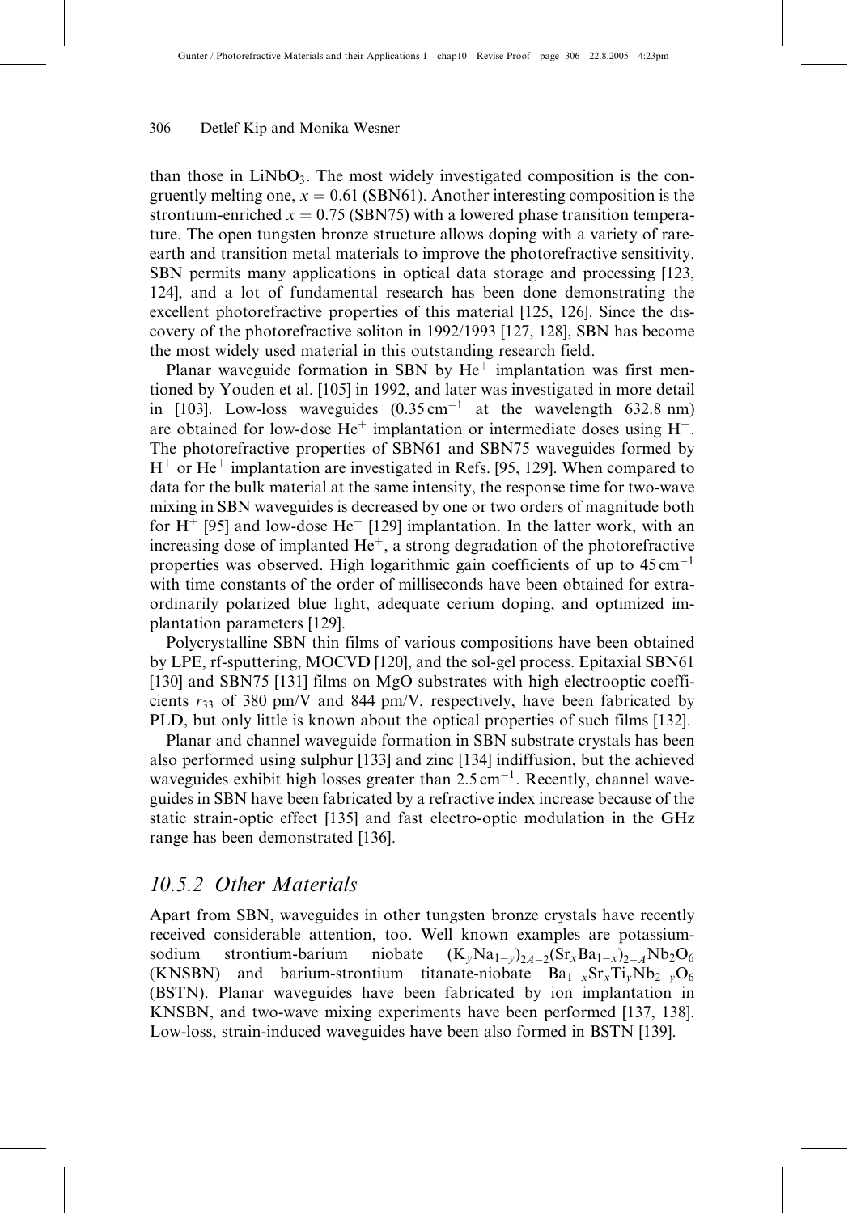than those in $LiNbO_3$. The most widely investigated composition is the congruently melting one, $x = 0.61$ (SBN61). Another interesting composition is the strontium-enriched $x = 0.75$ (SBN75) with a lowered phase transition temperature. The open tungsten bronze structure allows doping with a variety of rare-earth and transition metal materials to improve the photorefractive sensitivity. SBN permits many applications in optical data storage and processing [123, 124], and a lot of fundamental research has been done demonstrating the excellent photorefractive properties of this material [125, 126]. Since the discovery of the photorefractive soliton in 1992/1993 [127, 128], SBN has become the most widely used material in this outstanding research field.

Planar waveguide formation in SBN by $He^+$ implantation was first mentioned by Youden et al. [105] in 1992, and later was investigated in more detail in [103]. Low-loss waveguides ($0.35\,\text{cm}^{-1}$ at the wavelength 632.8 nm) are obtained for low-dose $He^+$ implantation or intermediate doses using $H^+$. The photorefractive properties of SBN61 and SBN75 waveguides formed by $H^+$ or $He^+$ implantation are investigated in Refs. [95, 129]. When compared to data for the bulk material at the same intensity, the response time for two-wave mixing in SBN waveguides is decreased by one or two orders of magnitude both for $H^+$ [95] and low-dose $He^+$ [129] implantation. In the latter work, with an increasing dose of implanted $He^+$, a strong degradation of the photorefractive properties was observed. High logarithmic gain coefficients of up to $45\,\text{cm}^{-1}$ with time constants of the order of milliseconds have been obtained for extraordinarily polarized blue light, adequate cerium doping, and optimized implantation parameters [129].

Polycrystalline SBN thin films of various compositions have been obtained by LPE, rf-sputtering, MOCVD [120], and the sol-gel process. Epitaxial SBN61 [130] and SBN75 [131] films on MgO substrates with high electrooptic coefficients $r_{33}$ of 380 pm/V and 844 pm/V, respectively, have been fabricated by PLD, but only little is known about the optical properties of such films [132].

Planar and channel waveguide formation in SBN substrate crystals has been also performed using sulphur [133] and zinc [134] indiffusion, but the achieved waveguides exhibit high losses greater than $2.5\,\text{cm}^{-1}$. Recently, channel waveguides in SBN have been fabricated by a refractive index increase because of the static strain-optic effect [135] and fast electro-optic modulation in the GHz range has been demonstrated [136].

### *10.5.2 Other Materials*

Apart from SBN, waveguides in other tungsten bronze crystals have recently received considerable attention, too. Well known examples are potassium-sodium strontium-barium niobate $(K_yNa_{1-y})_{2A-2}(Sr_xBa_{1-x})_{2-A}Nb_2O_6$ (KNSBN) and barium-strontium titanate-niobate $Ba_{1-x}Sr_xTi_yNb_{2-y}O_6$ (BSTN). Planar waveguides have been fabricated by ion implantation in KNSBN, and two-wave mixing experiments have been performed [137, 138]. Low-loss, strain-induced waveguides have been also formed in BSTN [139].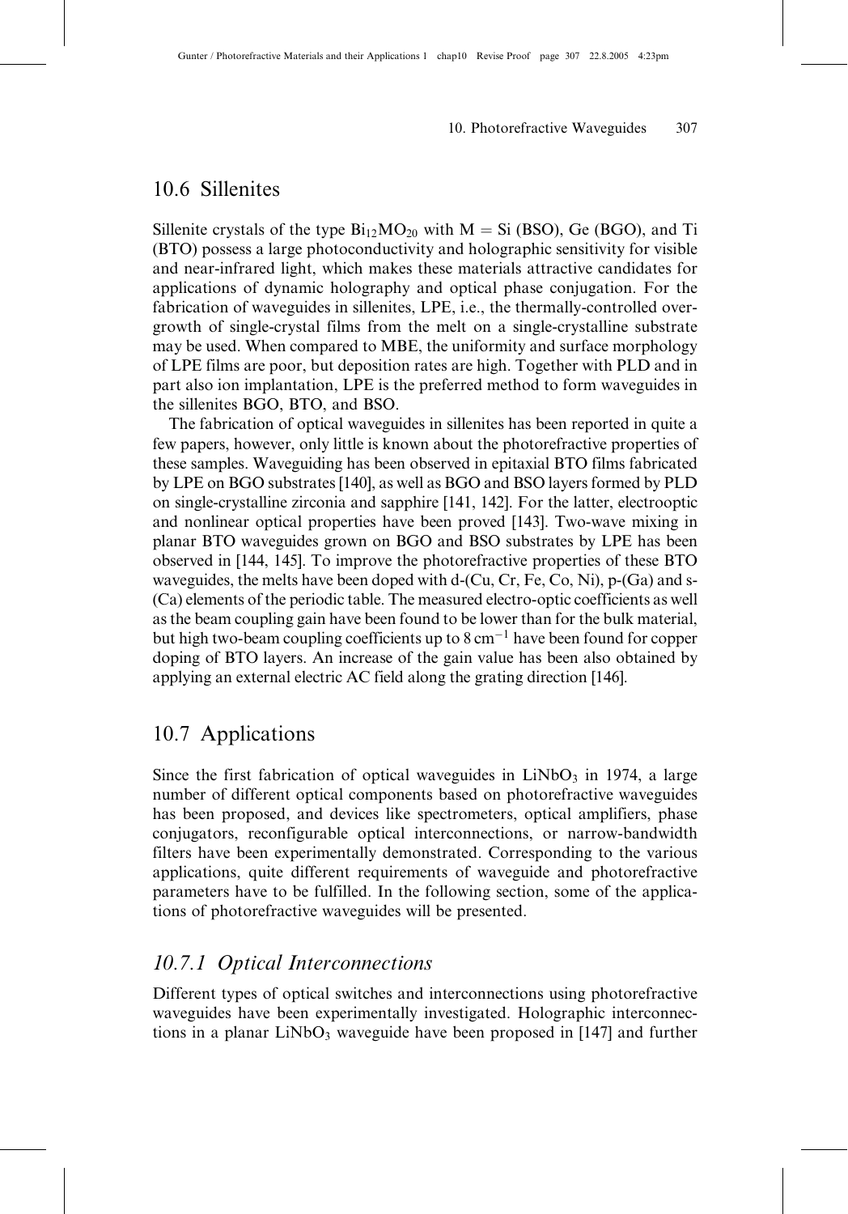## 10.6 Sillenites

Sillenite crystals of the type $Bi_{12}MO_{20}$ with M = Si (BSO), Ge (BGO), and Ti (BTO) possess a large photoconductivity and holographic sensitivity for visible and near-infrared light, which makes these materials attractive candidates for applications of dynamic holography and optical phase conjugation. For the fabrication of waveguides in sillenites, LPE, i.e., the thermally-controlled overgrowth of single-crystal films from the melt on a single-crystalline substrate may be used. When compared to MBE, the uniformity and surface morphology of LPE films are poor, but deposition rates are high. Together with PLD and in part also ion implantation, LPE is the preferred method to form waveguides in the sillenites BGO, BTO, and BSO.

The fabrication of optical waveguides in sillenites has been reported in quite a few papers, however, only little is known about the photorefractive properties of these samples. Waveguiding has been observed in epitaxial BTO films fabricated by LPE on BGO substrates [140], as well as BGO and BSO layers formed by PLD on single-crystalline zirconia and sapphire [141, 142]. For the latter, electrooptic and nonlinear optical properties have been proved [143]. Two-wave mixing in planar BTO waveguides grown on BGO and BSO substrates by LPE has been observed in [144, 145]. To improve the photorefractive properties of these BTO waveguides, the melts have been doped with d-(Cu, Cr, Fe, Co, Ni), p-(Ga) and s-(Ca) elements of the periodic table. The measured electro-optic coefficients as well as the beam coupling gain have been found to be lower than for the bulk material, but high two-beam coupling coefficients up to 8 $cm^{-1}$ have been found for copper doping of BTO layers. An increase of the gain value has been also obtained by applying an external electric AC field along the grating direction [146].

## 10.7 Applications

Since the first fabrication of optical waveguides in $LiNbO_3$ in 1974, a large number of different optical components based on photorefractive waveguides has been proposed, and devices like spectrometers, optical amplifiers, phase conjugators, reconfigurable optical interconnections, or narrow-bandwidth filters have been experimentally demonstrated. Corresponding to the various applications, quite different requirements of waveguide and photorefractive parameters have to be fulfilled. In the following section, some of the applications of photorefractive waveguides will be presented.

### *10.7.1 Optical Interconnections*

Different types of optical switches and interconnections using photorefractive waveguides have been experimentally investigated. Holographic interconnections in a planar $LiNbO_3$ waveguide have been proposed in [147] and further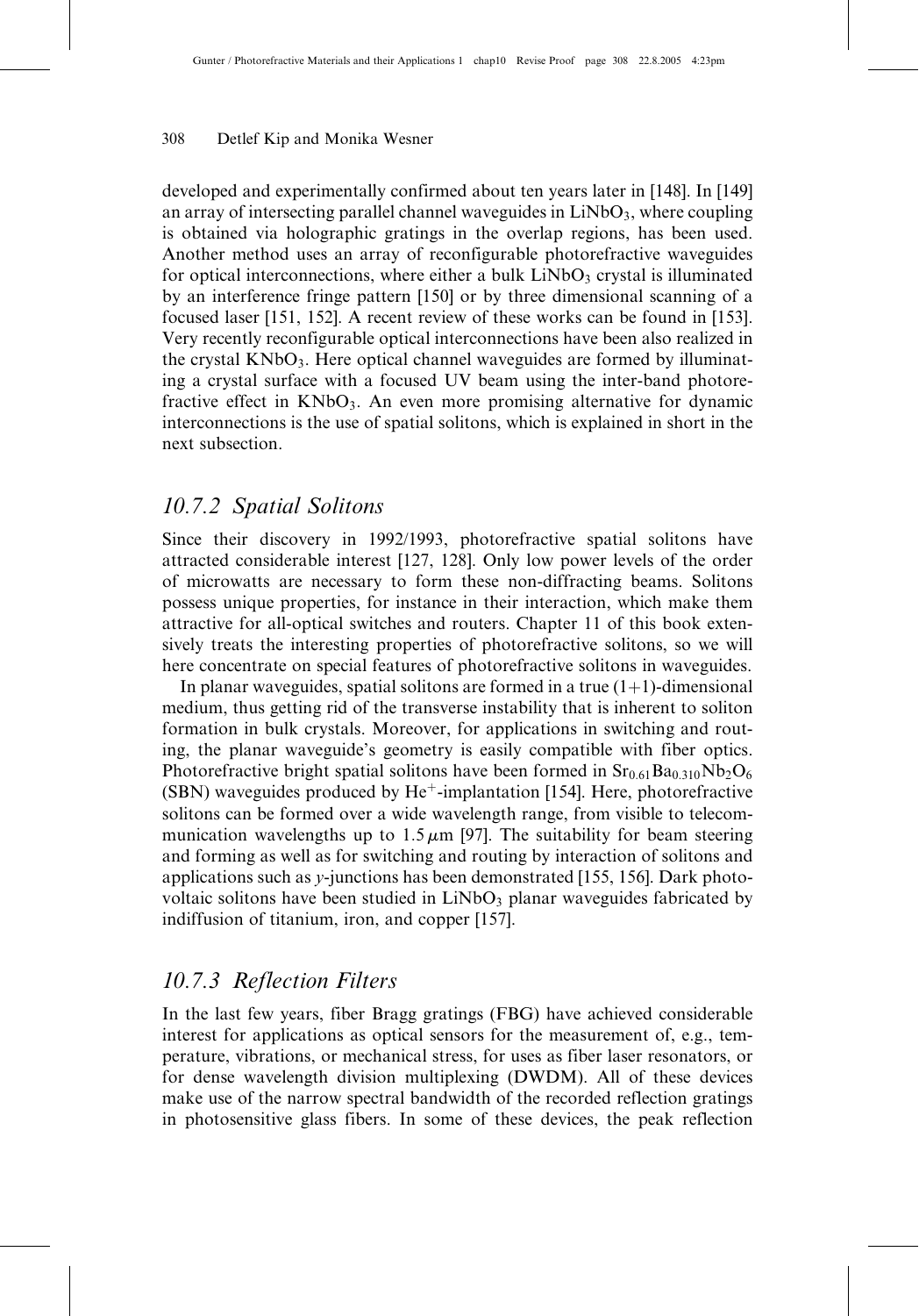developed and experimentally confirmed about ten years later in [148]. In [149] an array of intersecting parallel channel waveguides in $LiNbO_3$, where coupling is obtained via holographic gratings in the overlap regions, has been used. Another method uses an array of reconfigurable photorefractive waveguides for optical interconnections, where either a bulk $LiNbO_3$ crystal is illuminated by an interference fringe pattern [150] or by three dimensional scanning of a focused laser [151, 152]. A recent review of these works can be found in [153]. Very recently reconfigurable optical interconnections have been also realized in the crystal $KNbO_3$. Here optical channel waveguides are formed by illuminating a crystal surface with a focused UV beam using the inter-band photorefractive effect in $KNbO_3$. An even more promising alternative for dynamic interconnections is the use of spatial solitons, which is explained in short in the next subsection.

### *10.7.2 Spatial Solitons*

Since their discovery in 1992/1993, photorefractive spatial solitons have attracted considerable interest [127, 128]. Only low power levels of the order of microwatts are necessary to form these non-diffracting beams. Solitons possess unique properties, for instance in their interaction, which make them attractive for all-optical switches and routers. Chapter 11 of this book extensively treats the interesting properties of photorefractive solitons, so we will here concentrate on special features of photorefractive solitons in waveguides.

In planar waveguides, spatial solitons are formed in a true (1+1)-dimensional medium, thus getting rid of the transverse instability that is inherent to soliton formation in bulk crystals. Moreover, for applications in switching and routing, the planar waveguide's geometry is easily compatible with fiber optics. Photorefractive bright spatial solitons have been formed in $Sr_{0.61}Ba_{0.310}Nb_2O_6$ (SBN) waveguides produced by $He^+$-implantation [154]. Here, photorefractive solitons can be formed over a wide wavelength range, from visible to telecommunication wavelengths up to $1.5\,\mu$m [97]. The suitability for beam steering and forming as well as for switching and routing by interaction of solitons and applications such as *y*-junctions has been demonstrated [155, 156]. Dark photovoltaic solitons have been studied in $LiNbO_3$ planar waveguides fabricated by indiffusion of titanium, iron, and copper [157].

### *10.7.3 Reflection Filters*

In the last few years, fiber Bragg gratings (FBG) have achieved considerable interest for applications as optical sensors for the measurement of, e.g., temperature, vibrations, or mechanical stress, for uses as fiber laser resonators, or for dense wavelength division multiplexing (DWDM). All of these devices make use of the narrow spectral bandwidth of the recorded reflection gratings in photosensitive glass fibers. In some of these devices, the peak reflection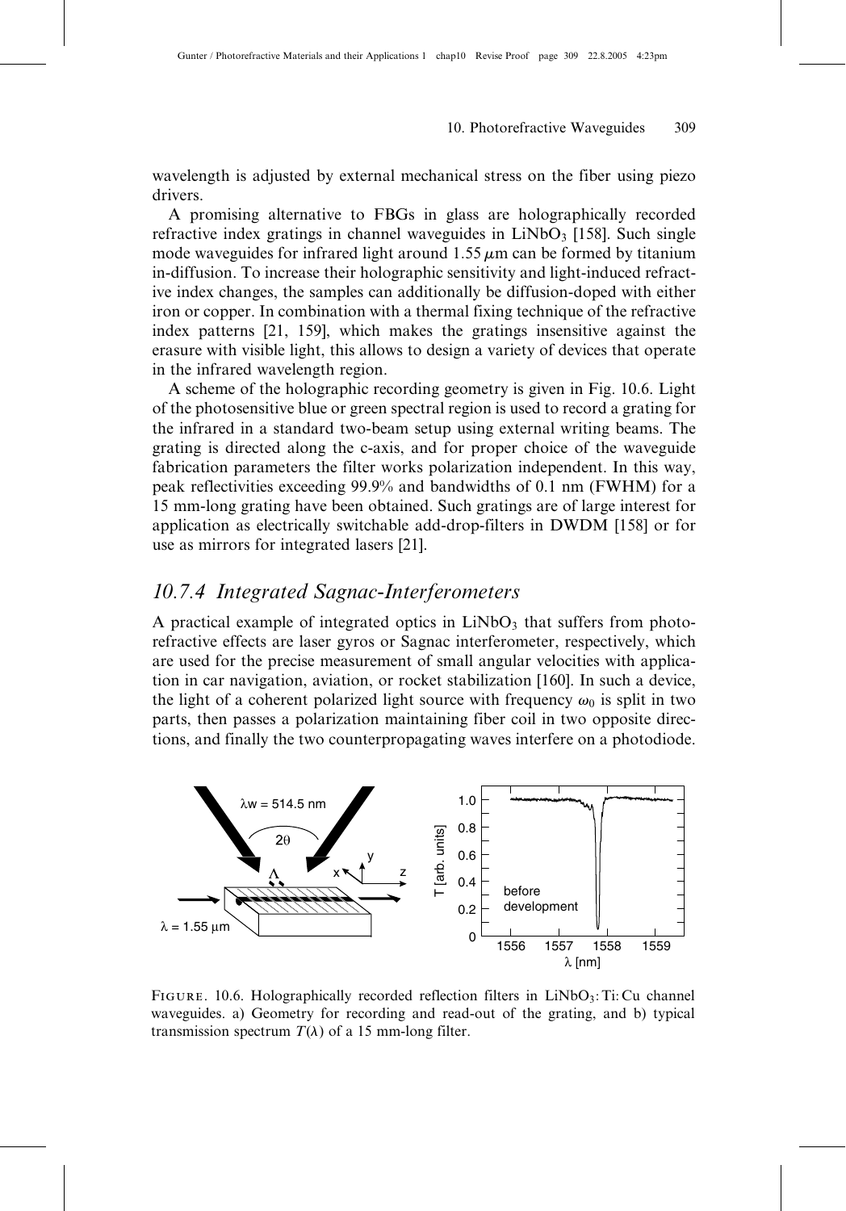wavelength is adjusted by external mechanical stress on the fiber using piezo drivers.

A promising alternative to FBGs in glass are holographically recorded refractive index gratings in channel waveguides in $LiNbO_3$ [158]. Such single mode waveguides for infrared light around 1.55 $\mu$m can be formed by titanium in-diffusion. To increase their holographic sensitivity and light-induced refractive index changes, the samples can additionally be diffusion-doped with either iron or copper. In combination with a thermal fixing technique of the refractive index patterns [21, 159], which makes the gratings insensitive against the erasure with visible light, this allows to design a variety of devices that operate in the infrared wavelength region.

A scheme of the holographic recording geometry is given in Fig. 10.6. Light of the photosensitive blue or green spectral region is used to record a grating for the infrared in a standard two-beam setup using external writing beams. The grating is directed along the c-axis, and for proper choice of the waveguide fabrication parameters the filter works polarization independent. In this way, peak reflectivities exceeding 99.9% and bandwidths of 0.1 nm (FWHM) for a 15 mm-long grating have been obtained. Such gratings are of large interest for application as electrically switchable add-drop-filters in DWDM [158] or for use as mirrors for integrated lasers [21].

## *10.7.4 Integrated Sagnac-Interferometers*

A practical example of integrated optics in $LiNbO_3$ that suffers from photorefractive effects are laser gyros or Sagnac interferometer, respectively, which are used for the precise measurement of small angular velocities with application in car navigation, aviation, or rocket stabilization [160]. In such a device, the light of a coherent polarized light source with frequency $\omega_0$ is split in two parts, then passes a polarization maintaining fiber coil in two opposite directions, and finally the two counterpropagating waves interfere on a photodiode.

FIGURE. 10.6. Holographically recorded reflection filters in $LiNbO_3$:Ti:Cu channel waveguides. a) Geometry for recording and read-out of the grating, and b) typical transmission spectrum $T(\lambda)$ of a 15 mm-long filter.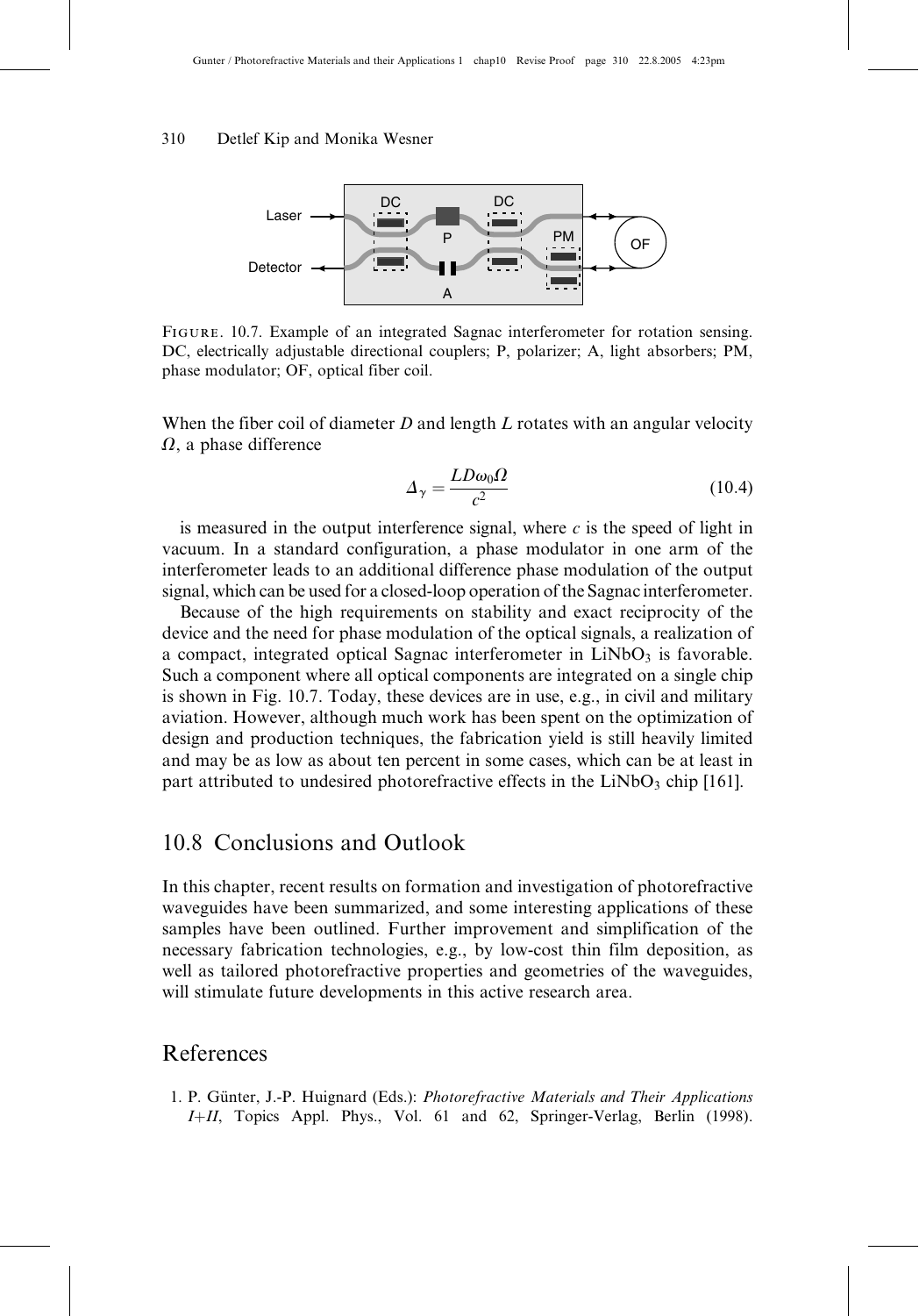FIGURE. 10.7. Example of an integrated Sagnac interferometer for rotation sensing. DC, electrically adjustable directional couplers; P, polarizer; A, light absorbers; PM, phase modulator; OF, optical fiber coil.

When the fiber coil of diameter $D$ and length $L$ rotates with an angular velocity $\Omega$, a phase difference

$$\Delta_{\gamma} = \frac{LD\omega_0\Omega}{c^2} \tag{10.4}$$

is measured in the output interference signal, where $c$ is the speed of light in vacuum. In a standard configuration, a phase modulator in one arm of the interferometer leads to an additional difference phase modulation of the output signal, which can be used for a closed-loop operation of the Sagnac interferometer.

Because of the high requirements on stability and exact reciprocity of the device and the need for phase modulation of the optical signals, a realization of a compact, integrated optical Sagnac interferometer in $LiNbO_3$ is favorable. Such a component where all optical components are integrated on a single chip is shown in Fig. 10.7. Today, these devices are in use, e.g., in civil and military aviation. However, although much work has been spent on the optimization of design and production techniques, the fabrication yield is still heavily limited and may be as low as about ten percent in some cases, which can be at least in part attributed to undesired photorefractive effects in the $LiNbO_3$ chip [161].

## 10.8 Conclusions and Outlook

In this chapter, recent results on formation and investigation of photorefractive waveguides have been summarized, and some interesting applications of these samples have been outlined. Further improvement and simplification of the necessary fabrication technologies, e.g., by low-cost thin film deposition, as well as tailored photorefractive properties and geometries of the waveguides, will stimulate future developments in this active research area.

## References

1. P. Günter, J.-P. Huignard (Eds.): *Photorefractive Materials and Their Applications I+II*, Topics Appl. Phys., Vol. 61 and 62, Springer-Verlag, Berlin (1998).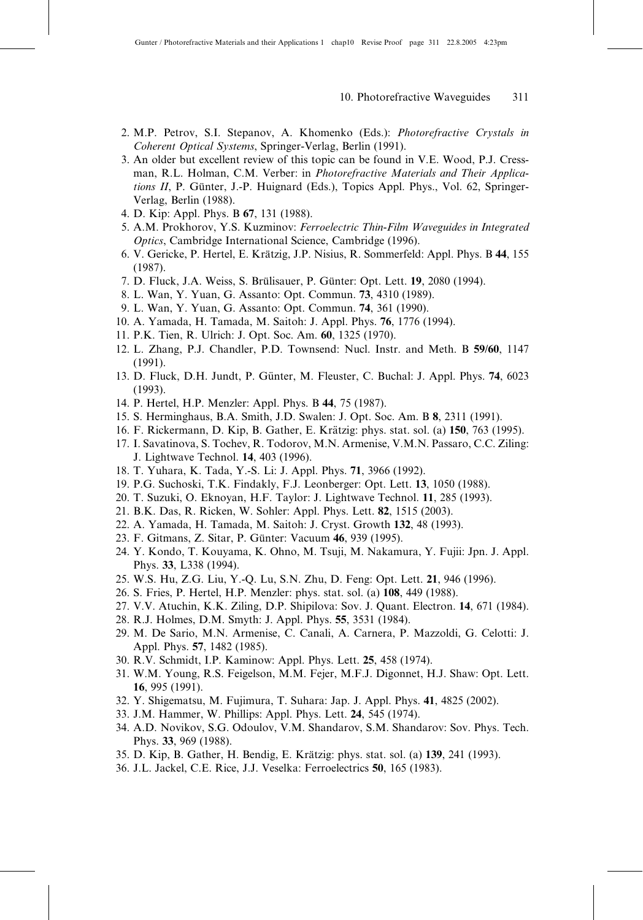2. M.P. Petrov, S.I. Stepanov, A. Khomenko (Eds.): *Photorefractive Crystals in Coherent Optical Systems*, Springer-Verlag, Berlin (1991).
3. An older but excellent review of this topic can be found in V.E. Wood, P.J. Cressman, R.L. Holman, C.M. Verber: in *Photorefractive Materials and Their Applications II*, P. Günter, J.-P. Huignard (Eds.), Topics Appl. Phys., Vol. 62, Springer-Verlag, Berlin (1988).
4. D. Kip: Appl. Phys. B **67**, 131 (1988).
5. A.M. Prokhorov, Y.S. Kuzminov: *Ferroelectric Thin-Film Waveguides in Integrated Optics*, Cambridge International Science, Cambridge (1996).
6. V. Gericke, P. Hertel, E. Krätzig, J.P. Nisius, R. Sommerfeld: Appl. Phys. B **44**, 155 (1987).
7. D. Fluck, J.A. Weiss, S. Brülisauer, P. Günter: Opt. Lett. **19**, 2080 (1994).
8. L. Wan, Y. Yuan, G. Assanto: Opt. Commun. **73**, 4310 (1989).
9. L. Wan, Y. Yuan, G. Assanto: Opt. Commun. **74**, 361 (1990).
10. A. Yamada, H. Tamada, M. Saitoh: J. Appl. Phys. **76**, 1776 (1994).
11. P.K. Tien, R. Ulrich: J. Opt. Soc. Am. **60**, 1325 (1970).
12. L. Zhang, P.J. Chandler, P.D. Townsend: Nucl. Instr. and Meth. B **59/60**, 1147 (1991).
13. D. Fluck, D.H. Jundt, P. Günter, M. Fleuster, C. Buchal: J. Appl. Phys. **74**, 6023 (1993).
14. P. Hertel, H.P. Menzler: Appl. Phys. B **44**, 75 (1987).
15. S. Herminghaus, B.A. Smith, J.D. Swalen: J. Opt. Soc. Am. B **8**, 2311 (1991).
16. F. Rickermann, D. Kip, B. Gather, E. Krätzig: phys. stat. sol. (a) **150**, 763 (1995).
17. I. Savatinova, S. Tochev, R. Todorov, M.N. Armenise, V.M.N. Passaro, C.C. Ziling: J. Lightwave Technol. **14**, 403 (1996).
18. T. Yuhara, K. Tada, Y.-S. Li: J. Appl. Phys. **71**, 3966 (1992).
19. P.G. Suchoski, T.K. Findakly, F.J. Leonberger: Opt. Lett. **13**, 1050 (1988).
20. T. Suzuki, O. Eknoyan, H.F. Taylor: J. Lightwave Technol. **11**, 285 (1993).
21. B.K. Das, R. Ricken, W. Sohler: Appl. Phys. Lett. **82**, 1515 (2003).
22. A. Yamada, H. Tamada, M. Saitoh: J. Cryst. Growth **132**, 48 (1993).
23. F. Gitmans, Z. Sitar, P. Günter: Vacuum **46**, 939 (1995).
24. Y. Kondo, T. Kouyama, K. Ohno, M. Tsuji, M. Nakamura, Y. Fujii: Jpn. J. Appl. Phys. **33**, L338 (1994).
25. W.S. Hu, Z.G. Liu, Y.-Q. Lu, S.N. Zhu, D. Feng: Opt. Lett. **21**, 946 (1996).
26. S. Fries, P. Hertel, H.P. Menzler: phys. stat. sol. (a) **108**, 449 (1988).
27. V.V. Atuchin, K.K. Ziling, D.P. Shipilova: Sov. J. Quant. Electron. **14**, 671 (1984).
28. R.J. Holmes, D.M. Smyth: J. Appl. Phys. **55**, 3531 (1984).
29. M. De Sario, M.N. Armenise, C. Canali, A. Carnera, P. Mazzoldi, G. Celotti: J. Appl. Phys. **57**, 1482 (1985).
30. R.V. Schmidt, I.P. Kaminow: Appl. Phys. Lett. **25**, 458 (1974).
31. W.M. Young, R.S. Feigelson, M.M. Fejer, M.F.J. Digonnet, H.J. Shaw: Opt. Lett. **16**, 995 (1991).
32. Y. Shigematsu, M. Fujimura, T. Suhara: Jap. J. Appl. Phys. **41**, 4825 (2002).
33. J.M. Hammer, W. Phillips: Appl. Phys. Lett. **24**, 545 (1974).
34. A.D. Novikov, S.G. Odoulov, V.M. Shandarov, S.M. Shandarov: Sov. Phys. Tech. Phys. **33**, 969 (1988).
35. D. Kip, B. Gather, H. Bendig, E. Krätzig: phys. stat. sol. (a) **139**, 241 (1993).
36. J.L. Jackel, C.E. Rice, J.J. Veselka: Ferroelectrics **50**, 165 (1983).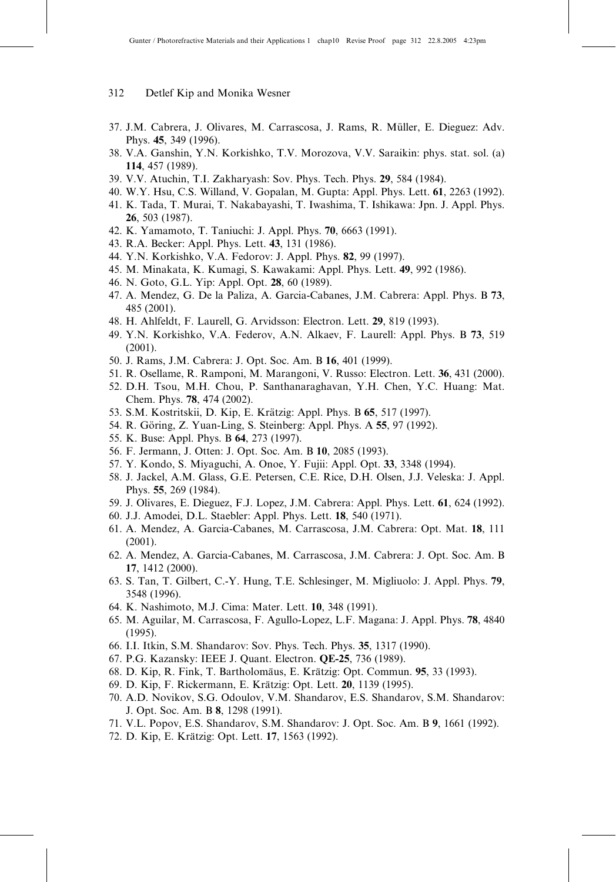37. J.M. Cabrera, J. Olivares, M. Carrascosa, J. Rams, R. Müller, E. Dieguez: Adv. Phys. **45**, 349 (1996).
38. V.A. Ganshin, Y.N. Korkishko, T.V. Morozova, V.V. Saraikin: phys. stat. sol. (a) **114**, 457 (1989).
39. V.V. Atuchin, T.I. Zakharyash: Sov. Phys. Tech. Phys. **29**, 584 (1984).
40. W.Y. Hsu, C.S. Willand, V. Gopalan, M. Gupta: Appl. Phys. Lett. **61**, 2263 (1992).
41. K. Tada, T. Murai, T. Nakabayashi, T. Iwashima, T. Ishikawa: Jpn. J. Appl. Phys. **26**, 503 (1987).
42. K. Yamamoto, T. Taniuchi: J. Appl. Phys. **70**, 6663 (1991).
43. R.A. Becker: Appl. Phys. Lett. **43**, 131 (1986).
44. Y.N. Korkishko, V.A. Fedorov: J. Appl. Phys. **82**, 99 (1997).
45. M. Minakata, K. Kumagi, S. Kawakami: Appl. Phys. Lett. **49**, 992 (1986).
46. N. Goto, G.L. Yip: Appl. Opt. **28**, 60 (1989).
47. A. Mendez, G. De la Paliza, A. Garcia-Cabanes, J.M. Cabrera: Appl. Phys. B **73**, 485 (2001).
48. H. Ahlfeldt, F. Laurell, G. Arvidsson: Electron. Lett. **29**, 819 (1993).
49. Y.N. Korkishko, V.A. Federov, A.N. Alkaev, F. Laurell: Appl. Phys. B **73**, 519 (2001).
50. J. Rams, J.M. Cabrera: J. Opt. Soc. Am. B **16**, 401 (1999).
51. R. Osellame, R. Ramponi, M. Marangoni, V. Russo: Electron. Lett. **36**, 431 (2000).
52. D.H. Tsou, M.H. Chou, P. Santhanaraghavan, Y.H. Chen, Y.C. Huang: Mat. Chem. Phys. **78**, 474 (2002).
53. S.M. Kostritskii, D. Kip, E. Krätzig: Appl. Phys. B **65**, 517 (1997).
54. R. Göring, Z. Yuan-Ling, S. Steinberg: Appl. Phys. A **55**, 97 (1992).
55. K. Buse: Appl. Phys. B **64**, 273 (1997).
56. F. Jermann, J. Otten: J. Opt. Soc. Am. B **10**, 2085 (1993).
57. Y. Kondo, S. Miyaguchi, A. Onoe, Y. Fujii: Appl. Opt. **33**, 3348 (1994).
58. J. Jackel, A.M. Glass, G.E. Petersen, C.E. Rice, D.H. Olsen, J.J. Veleska: J. Appl. Phys. **55**, 269 (1984).
59. J. Olivares, E. Dieguez, F.J. Lopez, J.M. Cabrera: Appl. Phys. Lett. **61**, 624 (1992).
60. J.J. Amodei, D.L. Staebler: Appl. Phys. Lett. **18**, 540 (1971).
61. A. Mendez, A. Garcia-Cabanes, M. Carrascosa, J.M. Cabrera: Opt. Mat. **18**, 111 (2001).
62. A. Mendez, A. Garcia-Cabanes, M. Carrascosa, J.M. Cabrera: J. Opt. Soc. Am. B **17**, 1412 (2000).
63. S. Tan, T. Gilbert, C.-Y. Hung, T.E. Schlesinger, M. Migliuolo: J. Appl. Phys. **79**, 3548 (1996).
64. K. Nashimoto, M.J. Cima: Mater. Lett. **10**, 348 (1991).
65. M. Aguilar, M. Carrascosa, F. Agullo-Lopez, L.F. Magana: J. Appl. Phys. **78**, 4840 (1995).
66. I.I. Itkin, S.M. Shandarov: Sov. Phys. Tech. Phys. **35**, 1317 (1990).
67. P.G. Kazansky: IEEE J. Quant. Electron. **QE-25**, 736 (1989).
68. D. Kip, R. Fink, T. Bartholomäus, E. Krätzig: Opt. Commun. **95**, 33 (1993).
69. D. Kip, F. Rickermann, E. Krätzig: Opt. Lett. **20**, 1139 (1995).
70. A.D. Novikov, S.G. Odoulov, V.M. Shandarov, E.S. Shandarov, S.M. Shandarov: J. Opt. Soc. Am. B **8**, 1298 (1991).
71. V.L. Popov, E.S. Shandarov, S.M. Shandarov: J. Opt. Soc. Am. B **9**, 1661 (1992).
72. D. Kip, E. Krätzig: Opt. Lett. **17**, 1563 (1992).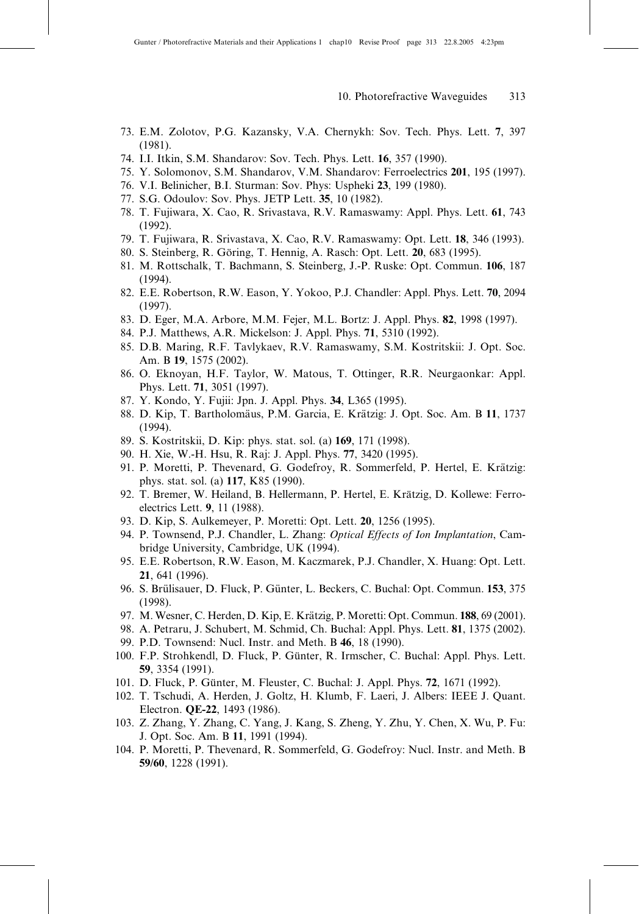73. E.M. Zolotov, P.G. Kazansky, V.A. Chernykh: Sov. Tech. Phys. Lett. **7**, 397 (1981).
74. I.I. Itkin, S.M. Shandarov: Sov. Tech. Phys. Lett. **16**, 357 (1990).
75. Y. Solomonov, S.M. Shandarov, V.M. Shandarov: Ferroelectrics **201**, 195 (1997).
76. V.I. Belinicher, B.I. Sturman: Sov. Phys: Uspheki **23**, 199 (1980).
77. S.G. Odoulov: Sov. Phys. JETP Lett. **35**, 10 (1982).
78. T. Fujiwara, X. Cao, R. Srivastava, R.V. Ramaswamy: Appl. Phys. Lett. **61**, 743 (1992).
79. T. Fujiwara, R. Srivastava, X. Cao, R.V. Ramaswamy: Opt. Lett. **18**, 346 (1993).
80. S. Steinberg, R. Göring, T. Hennig, A. Rasch: Opt. Lett. **20**, 683 (1995).
81. M. Rottschalk, T. Bachmann, S. Steinberg, J.-P. Ruske: Opt. Commun. **106**, 187 (1994).
82. E.E. Robertson, R.W. Eason, Y. Yokoo, P.J. Chandler: Appl. Phys. Lett. **70**, 2094 (1997).
83. D. Eger, M.A. Arbore, M.M. Fejer, M.L. Bortz: J. Appl. Phys. **82**, 1998 (1997).
84. P.J. Matthews, A.R. Mickelson: J. Appl. Phys. **71**, 5310 (1992).
85. D.B. Maring, R.F. Tavlykaev, R.V. Ramaswamy, S.M. Kostritskii: J. Opt. Soc. Am. B **19**, 1575 (2002).
86. O. Eknoyan, H.F. Taylor, W. Matous, T. Ottinger, R.R. Neurgaonkar: Appl. Phys. Lett. **71**, 3051 (1997).
87. Y. Kondo, Y. Fujii: Jpn. J. Appl. Phys. **34**, L365 (1995).
88. D. Kip, T. Bartholomäus, P.M. Garcia, E. Krätzig: J. Opt. Soc. Am. B **11**, 1737 (1994).
89. S. Kostritskii, D. Kip: phys. stat. sol. (a) **169**, 171 (1998).
90. H. Xie, W.-H. Hsu, R. Raj: J. Appl. Phys. **77**, 3420 (1995).
91. P. Moretti, P. Thevenard, G. Godefroy, R. Sommerfeld, P. Hertel, E. Krätzig: phys. stat. sol. (a) **117**, K85 (1990).
92. T. Bremer, W. Heiland, B. Hellermann, P. Hertel, E. Krätzig, D. Kollewe: Ferroelectrics Lett. **9**, 11 (1988).
93. D. Kip, S. Aulkemeyer, P. Moretti: Opt. Lett. **20**, 1256 (1995).
94. P. Townsend, P.J. Chandler, L. Zhang: *Optical Effects of Ion Implantation*, Cambridge University, Cambridge, UK (1994).
95. E.E. Robertson, R.W. Eason, M. Kaczmarek, P.J. Chandler, X. Huang: Opt. Lett. **21**, 641 (1996).
96. S. Brülisauer, D. Fluck, P. Günter, L. Beckers, C. Buchal: Opt. Commun. **153**, 375 (1998).
97. M. Wesner, C. Herden, D. Kip, E. Krätzig, P. Moretti: Opt. Commun. **188**, 69 (2001).
98. A. Petraru, J. Schubert, M. Schmid, Ch. Buchal: Appl. Phys. Lett. **81**, 1375 (2002).
99. P.D. Townsend: Nucl. Instr. and Meth. B **46**, 18 (1990).
100. F.P. Strohkendl, D. Fluck, P. Günter, R. Irmscher, C. Buchal: Appl. Phys. Lett. **59**, 3354 (1991).
101. D. Fluck, P. Günter, M. Fleuster, C. Buchal: J. Appl. Phys. **72**, 1671 (1992).
102. T. Tschudi, A. Herden, J. Goltz, H. Klumb, F. Laeri, J. Albers: IEEE J. Quant. Electron. **QE-22**, 1493 (1986).
103. Z. Zhang, Y. Zhang, C. Yang, J. Kang, S. Zheng, Y. Zhu, Y. Chen, X. Wu, P. Fu: J. Opt. Soc. Am. B **11**, 1991 (1994).
104. P. Moretti, P. Thevenard, R. Sommerfeld, G. Godefroy: Nucl. Instr. and Meth. B **59/60**, 1228 (1991).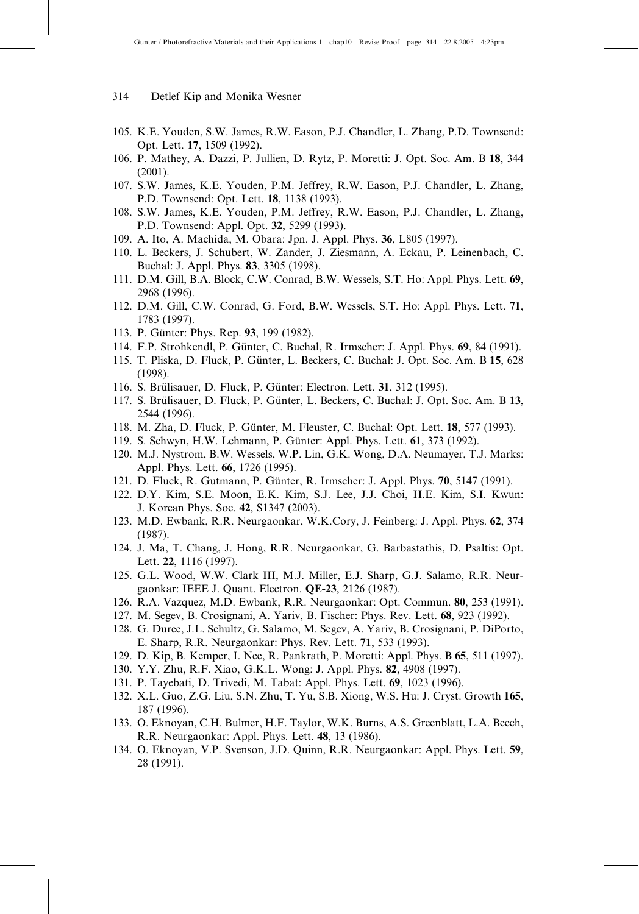105. K.E. Youden, S.W. James, R.W. Eason, P.J. Chandler, L. Zhang, P.D. Townsend: Opt. Lett. **17**, 1509 (1992).
106. P. Mathey, A. Dazzi, P. Jullien, D. Rytz, P. Moretti: J. Opt. Soc. Am. B **18**, 344 (2001).
107. S.W. James, K.E. Youden, P.M. Jeffrey, R.W. Eason, P.J. Chandler, L. Zhang, P.D. Townsend: Opt. Lett. **18**, 1138 (1993).
108. S.W. James, K.E. Youden, P.M. Jeffrey, R.W. Eason, P.J. Chandler, L. Zhang, P.D. Townsend: Appl. Opt. **32**, 5299 (1993).
109. A. Ito, A. Machida, M. Obara: Jpn. J. Appl. Phys. **36**, L805 (1997).
110. L. Beckers, J. Schubert, W. Zander, J. Ziesmann, A. Eckau, P. Leinenbach, C. Buchal: J. Appl. Phys. **83**, 3305 (1998).
111. D.M. Gill, B.A. Block, C.W. Conrad, B.W. Wessels, S.T. Ho: Appl. Phys. Lett. **69**, 2968 (1996).
112. D.M. Gill, C.W. Conrad, G. Ford, B.W. Wessels, S.T. Ho: Appl. Phys. Lett. **71**, 1783 (1997).
113. P. Günter: Phys. Rep. **93**, 199 (1982).
114. F.P. Strohkendl, P. Günter, C. Buchal, R. Irmscher: J. Appl. Phys. **69**, 84 (1991).
115. T. Pliska, D. Fluck, P. Günter, L. Beckers, C. Buchal: J. Opt. Soc. Am. B **15**, 628 (1998).
116. S. Brülisauer, D. Fluck, P. Günter: Electron. Lett. **31**, 312 (1995).
117. S. Brülisauer, D. Fluck, P. Günter, L. Beckers, C. Buchal: J. Opt. Soc. Am. B **13**, 2544 (1996).
118. M. Zha, D. Fluck, P. Günter, M. Fleuster, C. Buchal: Opt. Lett. **18**, 577 (1993).
119. S. Schwyn, H.W. Lehmann, P. Günter: Appl. Phys. Lett. **61**, 373 (1992).
120. M.J. Nystrom, B.W. Wessels, W.P. Lin, G.K. Wong, D.A. Neumayer, T.J. Marks: Appl. Phys. Lett. **66**, 1726 (1995).
121. D. Fluck, R. Gutmann, P. Günter, R. Irmscher: J. Appl. Phys. **70**, 5147 (1991).
122. D.Y. Kim, S.E. Moon, E.K. Kim, S.J. Lee, J.J. Choi, H.E. Kim, S.I. Kwun: J. Korean Phys. Soc. **42**, S1347 (2003).
123. M.D. Ewbank, R.R. Neurgaonkar, W.K.Cory, J. Feinberg: J. Appl. Phys. **62**, 374 (1987).
124. J. Ma, T. Chang, J. Hong, R.R. Neurgaonkar, G. Barbastathis, D. Psaltis: Opt. Lett. **22**, 1116 (1997).
125. G.L. Wood, W.W. Clark III, M.J. Miller, E.J. Sharp, G.J. Salamo, R.R. Neurgaonkar: IEEE J. Quant. Electron. **QE-23**, 2126 (1987).
126. R.A. Vazquez, M.D. Ewbank, R.R. Neurgaonkar: Opt. Commun. **80**, 253 (1991).
127. M. Segev, B. Crosignani, A. Yariv, B. Fischer: Phys. Rev. Lett. **68**, 923 (1992).
128. G. Duree, J.L. Schultz, G. Salamo, M. Segev, A. Yariv, B. Crosignani, P. DiPorto, E. Sharp, R.R. Neurgaonkar: Phys. Rev. Lett. **71**, 533 (1993).
129. D. Kip, B. Kemper, I. Nee, R. Pankrath, P. Moretti: Appl. Phys. B **65**, 511 (1997).
130. Y.Y. Zhu, R.F. Xiao, G.K.L. Wong: J. Appl. Phys. **82**, 4908 (1997).
131. P. Tayebati, D. Trivedi, M. Tabat: Appl. Phys. Lett. **69**, 1023 (1996).
132. X.L. Guo, Z.G. Liu, S.N. Zhu, T. Yu, S.B. Xiong, W.S. Hu: J. Cryst. Growth **165**, 187 (1996).
133. O. Eknoyan, C.H. Bulmer, H.F. Taylor, W.K. Burns, A.S. Greenblatt, L.A. Beech, R.R. Neurgaonkar: Appl. Phys. Lett. **48**, 13 (1986).
134. O. Eknoyan, V.P. Svenson, J.D. Quinn, R.R. Neurgaonkar: Appl. Phys. Lett. **59**, 28 (1991).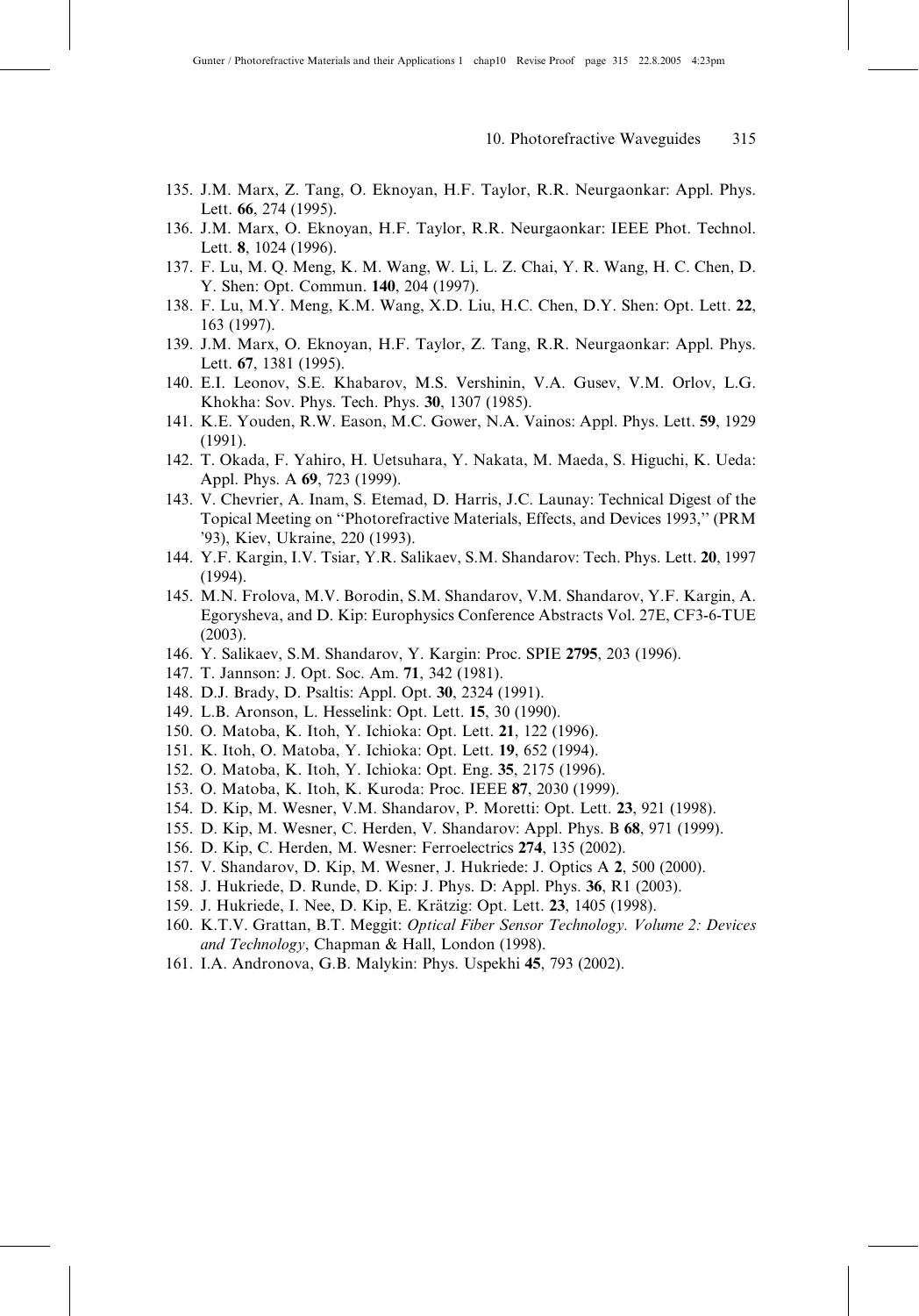135. J.M. Marx, Z. Tang, O. Eknoyan, H.F. Taylor, R.R. Neurgaonkar: Appl. Phys. Lett. **66**, 274 (1995).
136. J.M. Marx, O. Eknoyan, H.F. Taylor, R.R. Neurgaonkar: IEEE Phot. Technol. Lett. **8**, 1024 (1996).
137. F. Lu, M. Q. Meng, K. M. Wang, W. Li, L. Z. Chai, Y. R. Wang, H. C. Chen, D. Y. Shen: Opt. Commun. **140**, 204 (1997).
138. F. Lu, M.Y. Meng, K.M. Wang, X.D. Liu, H.C. Chen, D.Y. Shen: Opt. Lett. **22**, 163 (1997).
139. J.M. Marx, O. Eknoyan, H.F. Taylor, Z. Tang, R.R. Neurgaonkar: Appl. Phys. Lett. **67**, 1381 (1995).
140. E.I. Leonov, S.E. Khabarov, M.S. Vershinin, V.A. Gusev, V.M. Orlov, L.G. Khokha: Sov. Phys. Tech. Phys. **30**, 1307 (1985).
141. K.E. Youden, R.W. Eason, M.C. Gower, N.A. Vainos: Appl. Phys. Lett. **59**, 1929 (1991).
142. T. Okada, F. Yahiro, H. Uetsuhara, Y. Nakata, M. Maeda, S. Higuchi, K. Ueda: Appl. Phys. A **69**, 723 (1999).
143. V. Chevrier, A. Inam, S. Etemad, D. Harris, J.C. Launay: Technical Digest of the Topical Meeting on ''Photorefractive Materials, Effects, and Devices 1993,'' (PRM '93), Kiev, Ukraine, 220 (1993).
144. Y.F. Kargin, I.V. Tsiar, Y.R. Salikaev, S.M. Shandarov: Tech. Phys. Lett. **20**, 1997 (1994).
145. M.N. Frolova, M.V. Borodin, S.M. Shandarov, V.M. Shandarov, Y.F. Kargin, A. Egorysheva, and D. Kip: Europhysics Conference Abstracts Vol. 27E, CF3-6-TUE (2003).
146. Y. Salikaev, S.M. Shandarov, Y. Kargin: Proc. SPIE **2795**, 203 (1996).
147. T. Jannson: J. Opt. Soc. Am. **71**, 342 (1981).
148. D.J. Brady, D. Psaltis: Appl. Opt. **30**, 2324 (1991).
149. L.B. Aronson, L. Hesselink: Opt. Lett. **15**, 30 (1990).
150. O. Matoba, K. Itoh, Y. Ichioka: Opt. Lett. **21**, 122 (1996).
151. K. Itoh, O. Matoba, Y. Ichioka: Opt. Lett. **19**, 652 (1994).
152. O. Matoba, K. Itoh, Y. Ichioka: Opt. Eng. **35**, 2175 (1996).
153. O. Matoba, K. Itoh, K. Kuroda: Proc. IEEE **87**, 2030 (1999).
154. D. Kip, M. Wesner, V.M. Shandarov, P. Moretti: Opt. Lett. **23**, 921 (1998).
155. D. Kip, M. Wesner, C. Herden, V. Shandarov: Appl. Phys. B **68**, 971 (1999).
156. D. Kip, C. Herden, M. Wesner: Ferroelectrics **274**, 135 (2002).
157. V. Shandarov, D. Kip, M. Wesner, J. Hukriede: J. Optics A **2**, 500 (2000).
158. J. Hukriede, D. Runde, D. Kip: J. Phys. D: Appl. Phys. **36**, R1 (2003).
159. J. Hukriede, I. Nee, D. Kip, E. Krätzig: Opt. Lett. **23**, 1405 (1998).
160. K.T.V. Grattan, B.T. Meggit: *Optical Fiber Sensor Technology. Volume 2: Devices and Technology*, Chapman & Hall, London (1998).
161. I.A. Andronova, G.B. Malykin: Phys. Uspekhi **45**, 793 (2002).